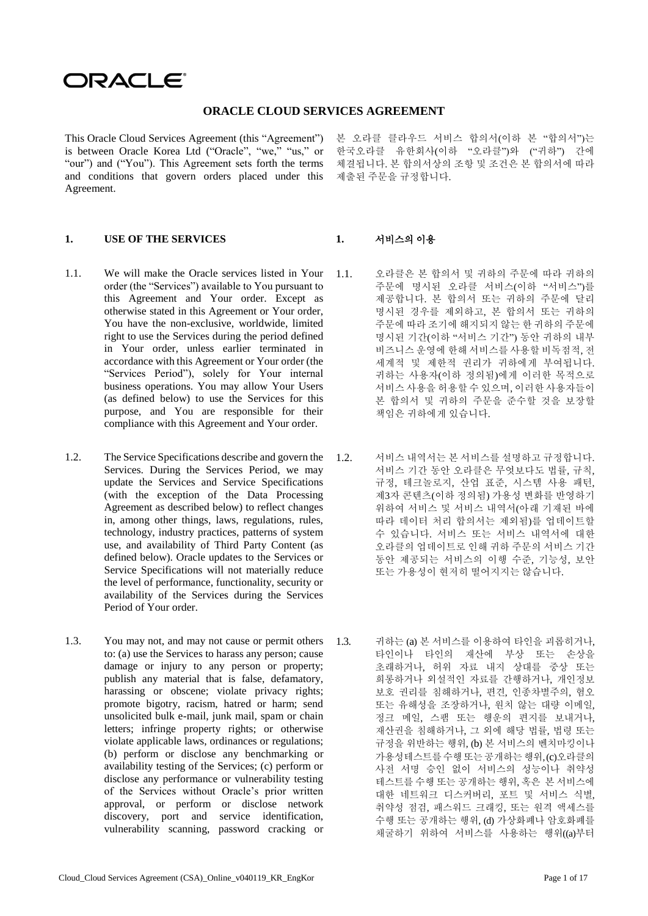ORACLE

# ORACLE CLOUD SERVICES AGREEMENT

This Oracle Cloud Services Agreement (this "Agreement") is between Oracle Korea Ltd ("Oracle", "we," "us," or "our") and ("You"). This Agreement sets forth the terms and conditions that govern orders placed under this Agreement.

본 오라클 클라우드 서비스 합의서(이하 본 "합의서")는 한국오라클 유한회사(이하 "오라클")와 ("귀하") 간에 체결됩니다. 본 합의서상의 조항 및 조건은 본 합의서에 따라 제출된 주문을 규정합니다.

## 1. USE OF THE SERVICES

## 1. 서비스의 이용

1.1. We will make the Oracle services listed in Your order (the "Services") available to You pursuant to this Agreement and Your order. Except as otherwise stated in this Agreement or Your order, You have the non-exclusive, worldwide, limited right to use the Services during the period defined in Your order, unless earlier terminated in accordance with this Agreement or Your order (the "Services Period"), solely for Your internal business operations. You may allow Your Users (as defined below) to use the Services for this purpose, and You are responsible for their compliance with this Agreement and Your order.

1.1. 오라클은 본 합의서 및 귀하의 주문에 따라 귀하의 주문에 명시된 오라클 서비스(이하 "서비스")를 제공합니다. 본 합의서 또는 귀하의 주문에 달리 명시된 경우를 제외하고, 본 합의서 또는 귀하의 주문에 따라 조기에 해지되지 않는 한 귀하의 주문에 명시된 기간(이하 "서비스 기간") 동안 귀하의 내부 비즈니스 운영에 한해 서비스를 사용할 비독점적, 전 세계적 및 제한적 권리가 귀하에게 부여됩니다. 귀하는 사용자(이하 정의됨)에게 이러한 목적으로 서비스 사용을 허용할 수 있으며, 이러한 사용자들이 본 합의서 및 귀하의 주문을 준수할 것을 보장할 책임은 귀하에게 있습니다.

1.2. The Service Specifications describe and govern the Services. During the Services Period, we may update the Services and Service Specifications (with the exception of the Data Processing Agreement as described below) to reflect changes in, among other things, laws, regulations, rules, technology, industry practices, patterns of system use, and availability of Third Party Content (as defined below). Oracle updates to the Services or Service Specifications will not materially reduce the level of performance, functionality, security or availability of the Services during the Services Period of Your order.

1.2. 서비스 내역서는 본 서비스를 설명하고 규정합니다. 서비스 기간 동안 오라클은 무엇보다도 법률, 규칙, 규정, 테크놀로지, 산업 표준, 시스템 사용 패턴, 제3자 콘텐츠(이하 정의됨) 가용성 변화를 반영하기 위하여 서비스 및 서비스 내역서(아래 기재된 바에 따라 데이터 처리 합의서는 제외됨)를 업데이트할 수 있습니다. 서비스 또는 서비스 내역서에 대한 오라클의 업데이트로 인해 귀하 주문의 서비스 기간 동안 제공되는 서비스의 이행 수준, 기능성, 보안 또는 가용성이 현저히 떨어지지는 않습니다.

1.3. You may not, and may not cause or permit others to: (a) use the Services to harass any person; cause damage or injury to any person or property; publish any material that is false, defamatory, harassing or obscene; violate privacy rights; promote bigotry, racism, hatred or harm; send unsolicited bulk e-mail, junk mail, spam or chain letters; infringe property rights; or otherwise violate applicable laws, ordinances or regulations; (b) perform or disclose any benchmarking or availability testing of the Services; (c) perform or disclose any performance or vulnerability testing of the Services without Oracle's prior written approval, or perform or disclose network discovery, port and service identification, vulnerability scanning, password cracking or

1.3. 귀하는 (a) 본 서비스를 이용하여 타인을 괴롭히거나, 타인이나 타인의 재산에 부상 또는 손상을 초래하거나, 허위 자료 내지 상대를 중상 또는 희롱하거나 외설적인 자료를 간행하거나, 개인정보 보호 권리를 침해하거나, 편견, 인종차별주의, 혐오 또는 유해성을 조장하거나, 원치 않는 대량 이메일, 정크 메일, 스팸 또는 행운의 편지를 보내거나, 재산권을 침해하거나, 그 외에 해당 법률, 법령 또는 규정을 위반하는 행위, (b) 본 서비스의 벤치마킹이나 가용성테스트를 수행 또는 공개하는 행위, (c)오라클의 사전 서명 승인 없이 서비스의 성능이나 취약성 테스트를 수행 또는 공개하는 행위, 혹은 본 서비스에 대한 네트워크 디스커버리, 포트 및 서비스 식별, 취약성 점검, 패스워드 크래킹, 또는 원격 액세스를 수행 또는 공개하는 행위, (d) 가상화폐나 암호화폐를 채굴하기 위하여 서비스를 사용하는 행위((a)부터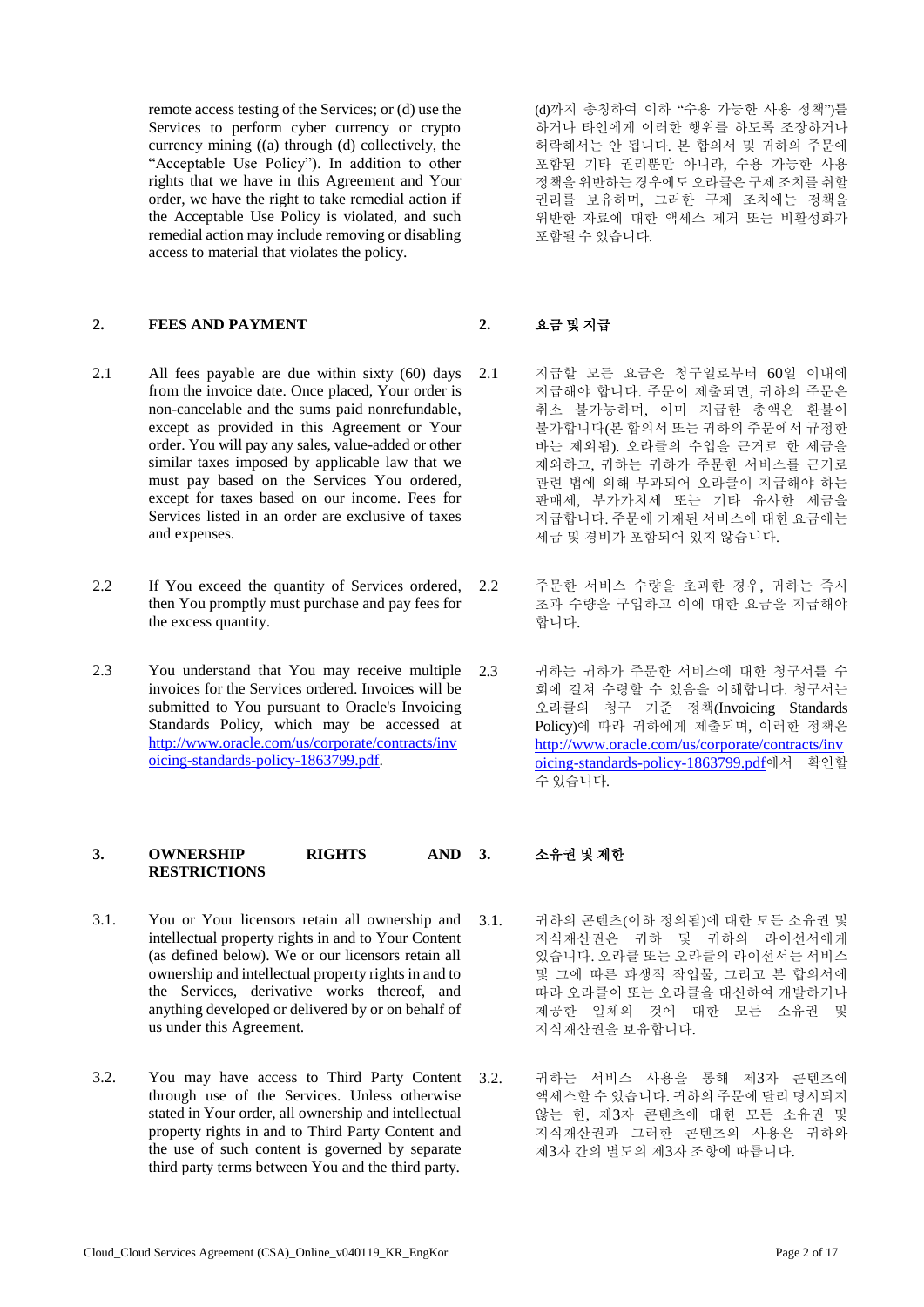remote access testing of the Services; or (d) use the Services to perform cyber currency or crypto currency mining ((a) through (d) collectively, the "Acceptable Use Policy"). In addition to other rights that we have in this Agreement and Your order, we have the right to take remedial action if the Acceptable Use Policy is violated, and such remedial action may include removing or disabling access to material that violates the policy.

(d)까지 총칭하여 이하 "수용 가능한 사용 정책")를 하거나 타인에게 이러한 행위를 하도록 조장하거나 허락해서는 안 됩니다. 본 합의서 및 귀하의 주문에 포함된 기타 권리뿐만 아니라, 수용 가능한 사용 정책을 위반하는 경우에도 오라클은 구제 조치를 취할 권리를 보유하며, 그러한 구제 조치에는 정책을 위반한 자료에 대한 액세스 제거 또는 비활성화가 포함될 수 있습니다.

## 2. FEES AND PAYMENT

## 2. 요금 및 지급

2.1 All fees payable are due within sixty (60) days from the invoice date. Once placed, Your order is non-cancelable and the sums paid nonrefundable, except as provided in this Agreement or Your order. You will pay any sales, value-added or other similar taxes imposed by applicable law that we must pay based on the Services You ordered, except for taxes based on our income. Fees for Services listed in an order are exclusive of taxes and expenses.

2.1 지급할 모든 요금은 청구일로부터 60일 이내에 지급해야 합니다. 주문이 제출되면, 귀하의 주문은 취소 불가능하며, 이미 지급한 총액은 환불이 불가합니다(본 합의서 또는 귀하의 주문에서 규정한 바는 제외됨). 오라클의 수입을 근거로 한 세금을 제외하고, 귀하는 귀하가 주문한 서비스를 근거로 관련 법에 의해 부과되어 오라클이 지급해야 하는 판매세, 부가가치세 또는 기타 유사한 세금을 지급합니다. 주문에 기재된 서비스에 대한 요금에는 세금 및 경비가 포함되어 있지 않습니다.

2.2 If You exceed the quantity of Services ordered, then You promptly must purchase and pay fees for the excess quantity.

2.2 주문한 서비스 수량을 초과한 경우, 귀하는 즉시 초과 수량을 구입하고 이에 대한 요금을 지급해야 합니다.

2.3 You understand that You may receive multiple invoices for the Services ordered. Invoices will be submitted to You pursuant to Oracle's Invoicing Standards Policy, which may be accessed at [http://www.oracle.com/us/corporate/contracts/invoicing-standards-policy-1863799.pdf](http://www.oracle.com/us/corporate/contracts/invoicing-standards-policy-1863799.pdf).

2.3 귀하는 귀하가 주문한 서비스에 대한 청구서를 수 회에 걸쳐 수령할 수 있음을 이해합니다. 청구서는 오라클의 청구 기준 정책(Invoicing Standards Policy)에 따라 귀하에게 제출되며, 이러한 정책은 [http://www.oracle.com/us/corporate/contracts/invoicing-standards-policy-1863799.pdf](http://www.oracle.com/us/corporate/contracts/invoicing-standards-policy-1863799.pdf)에서 확인할 수 있습니다.

## 3. OWNERSHIP RIGHTS AND RESTRICTIONS

## 3. 소유권 및 제한

3.1. You or Your licensors retain all ownership and intellectual property rights in and to Your Content (as defined below). We or our licensors retain all ownership and intellectual property rights in and to the Services, derivative works thereof, and anything developed or delivered by or on behalf of us under this Agreement.

3.1. 귀하의 콘텐츠(이하 정의됨)에 대한 모든 소유권 및 지식재산권은 귀하 및 귀하의 라이선서에게 있습니다. 오라클 또는 오라클의 라이선서는 서비스 및 그에 따른 파생적 작업물, 그리고 본 합의서에 따라 오라클이 또는 오라클을 대신하여 개발하거나 제공한 일체의 것에 대한 모든 소유권 및 지식재산권을 보유합니다.

3.2. You may have access to Third Party Content through use of the Services. Unless otherwise stated in Your order, all ownership and intellectual property rights in and to Third Party Content and the use of such content is governed by separate third party terms between You and the third party.

3.2. 귀하는 서비스 사용을 통해 제3자 콘텐츠에 액세스할 수 있습니다. 귀하의 주문에 달리 명시되지 않는 한, 제3자 콘텐츠에 대한 모든 소유권 및 지식재산권과 그러한 콘텐츠의 사용은 귀하와 제3자 간의 별도의 제3자 조항에 따릅니다.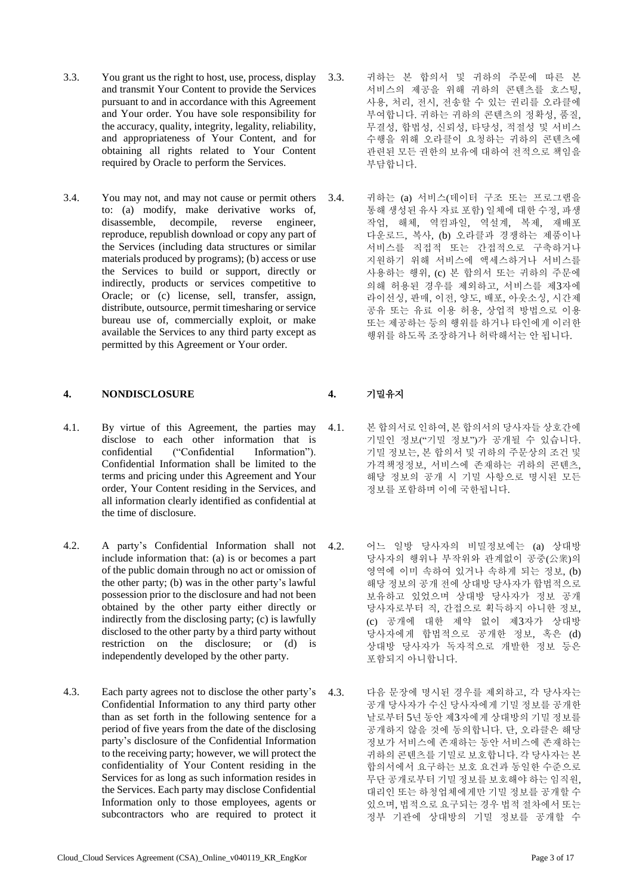3.3. You grant us the right to host, use, process, display and transmit Your Content to provide the Services pursuant to and in accordance with this Agreement and Your order. You have sole responsibility for the accuracy, quality, integrity, legality, reliability, and appropriateness of Your Content, and for obtaining all rights related to Your Content required by Oracle to perform the Services.

3.3. 귀하는 본 합의서 및 귀하의 주문에 따른 본 서비스의 제공을 위해 귀하의 콘텐츠를 호스팅, 사용, 처리, 전시, 전송할 수 있는 권리를 오라클에 부여합니다. 귀하는 귀하의 콘텐츠의 정확성, 품질, 무결성, 합법성, 신뢰성, 타당성, 적절성 및 서비스 수행을 위해 오라클이 요청하는 귀하의 콘텐츠에 관련된 모든 권한의 보유에 대하여 전적으로 책임을 부담합니다.

3.4. You may not, and may not cause or permit others to: (a) modify, make derivative works of, disassemble, decompile, reverse engineer, reproduce, republish download or copy any part of the Services (including data structures or similar materials produced by programs); (b) access or use the Services to build or support, directly or indirectly, products or services competitive to Oracle; or (c) license, sell, transfer, assign, distribute, outsource, permit timesharing or service bureau use of, commercially exploit, or make available the Services to any third party except as permitted by this Agreement or Your order.

3.4. 귀하는 (a) 서비스(데이터 구조 또는 프로그램을 통해 생성된 유사 자료 포함) 일체에 대한 수정, 파생 작업, 해체, 역컴파일, 역설계, 복제, 재배포 다운로드, 복사, (b) 오라클과 경쟁하는 제품이나 서비스를 직접적 또는 간접적으로 구축하거나 지원하기 위해 서비스에 액세스하거나 서비스를 사용하는 행위, (c) 본 합의서 또는 귀하의 주문에 의해 허용된 경우를 제외하고, 서비스를 제3자에 라이선싱, 판매, 이전, 양도, 배포, 아웃소싱, 시간제 공유 또는 유료 이용 허용, 상업적 방법으로 이용 또는 제공하는 등의 행위를 하거나 타인에게 이러한 행위를 하도록 조장하거나 허락해서는 안 됩니다.

## 4. NONDISCLOSURE

## 4. 기밀유지

4.1. By virtue of this Agreement, the parties may disclose to each other information that is confidential ("Confidential Information"). Confidential Information shall be limited to the terms and pricing under this Agreement and Your order, Your Content residing in the Services, and all information clearly identified as confidential at the time of disclosure.

4.1. 본 합의서로 인하여, 본 합의서의 당사자들 상호간에 기밀인 정보("기밀 정보")가 공개될 수 있습니다. 기밀 정보는, 본 합의서 및 귀하의 주문상의 조건 및 가격책정정보, 서비스에 존재하는 귀하의 콘텐츠, 해당 정보의 공개 시 기밀 사항으로 명시된 모든 정보를 포함하며 이에 국한됩니다.

4.2. A party's Confidential Information shall not include information that: (a) is or becomes a part of the public domain through no act or omission of the other party; (b) was in the other party's lawful possession prior to the disclosure and had not been obtained by the other party either directly or indirectly from the disclosing party; (c) is lawfully disclosed to the other party by a third party without restriction on the disclosure; or (d) is independently developed by the other party.

4.2. 어느 일방 당사자의 비밀정보에는 (a) 상대방 당사자의 행위나 부작위와 관계없이 공중(公衆)의 영역에 이미 속하여 있거나 속하게 되는 정보, (b) 해당 정보의 공개 전에 상대방 당사자가 합법적으로 보유하고 있었으며 상대방 당사자가 정보 공개 당사자로부터 직, 간접으로 획득하지 아니한 정보, (c) 공개에 대한 제약 없이 제3자가 상대방 당사자에게 합법적으로 공개한 정보, 혹은 (d) 상대방 당사자가 독자적으로 개발한 정보 등은 포함되지 아니합니다.

4.3. Each party agrees not to disclose the other party's Confidential Information to any third party other than as set forth in the following sentence for a period of five years from the date of the disclosing party's disclosure of the Confidential Information to the receiving party; however, we will protect the confidentiality of Your Content residing in the Services for as long as such information resides in the Services. Each party may disclose Confidential Information only to those employees, agents or subcontractors who are required to protect it

4.3. 다음 문장에 명시된 경우를 제외하고, 각 당사자는 공개 당사자가 수신 당사자에게 기밀 정보를 공개한 날로부터 5년 동안 제3자에게 상대방의 기밀 정보를 공개하지 않을 것에 동의합니다. 단, 오라클은 해당 정보가 서비스에 존재하는 동안 서비스에 존재하는 귀하의 콘텐츠를 기밀로 보호합니다. 각 당사자는 본 합의서에서 요구하는 보호 요건과 동일한 수준으로 무단 공개로부터 기밀 정보를 보호해야 하는 임직원, 대리인 또는 하청업체에게만 기밀 정보를 공개할 수 있으며, 법적으로 요구되는 경우 법적 절차에서 또는 정부 기관에 상대방의 기밀 정보를 공개할 수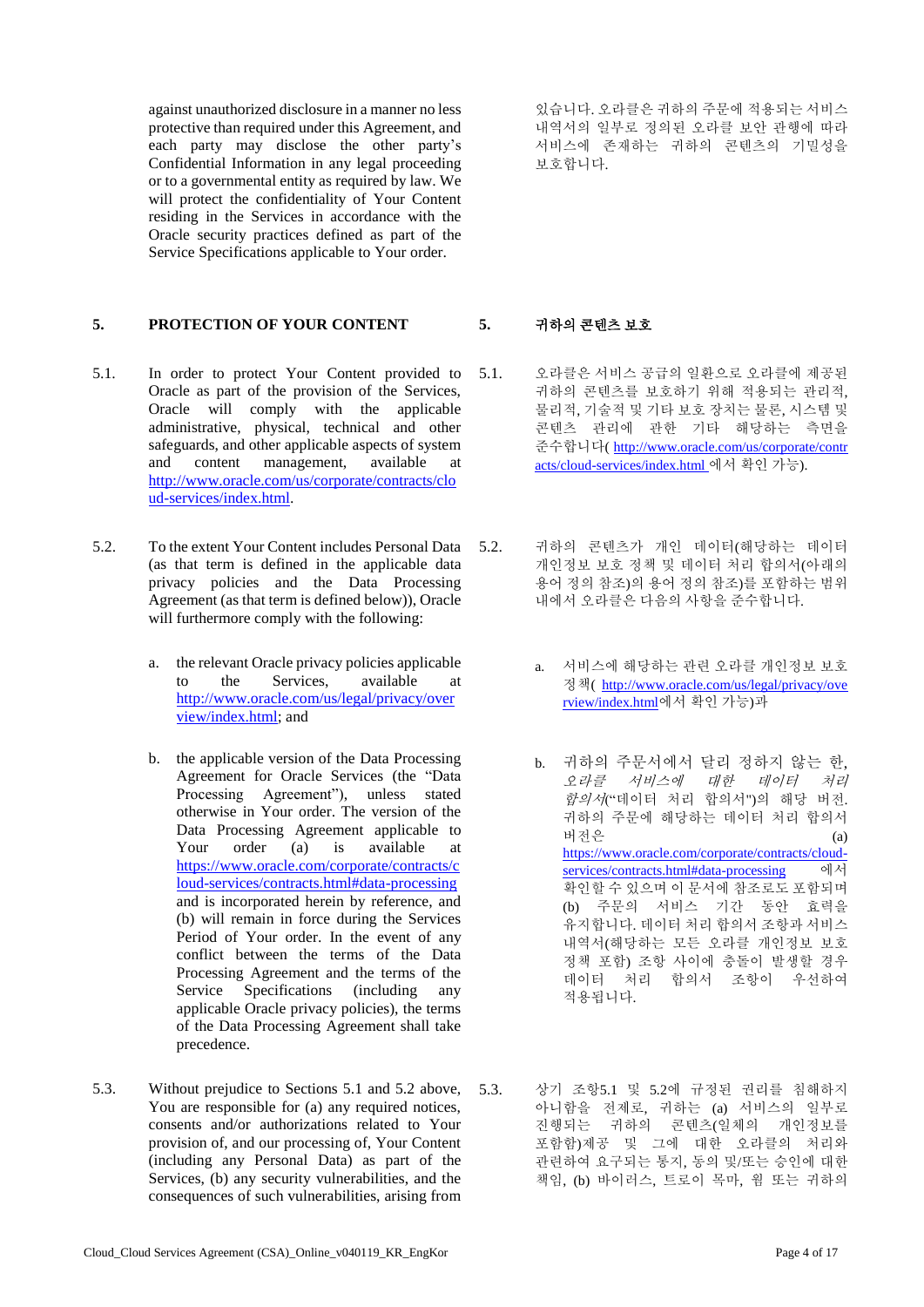against unauthorized disclosure in a manner no less protective than required under this Agreement, and each party may disclose the other party's Confidential Information in any legal proceeding or to a governmental entity as required by law. We will protect the confidentiality of Your Content residing in the Services in accordance with the Oracle security practices defined as part of the Service Specifications applicable to Your order.

있습니다. 오라클은 귀하의 주문에 적용되는 서비스 내역서의 일부로 정의된 오라클 보안 관행에 따라 서비스에 존재하는 귀하의 콘텐츠의 기밀성을 보호합니다.

## 5. PROTECTION OF YOUR CONTENT

## 5. 귀하의 콘텐츠 보호

5.1. In order to protect Your Content provided to Oracle as part of the provision of the Services, Oracle will comply with the applicable administrative, physical, technical and other safeguards, and other applicable aspects of system and content management, available at http://www.oracle.com/us/corporate/contracts/cloud-services/index.html.

5.1. 오라클은 서비스 공급의 일환으로 오라클에 제공된 귀하의 콘텐츠를 보호하기 위해 적용되는 관리적, 물리적, 기술적 및 기타 보호 장치는 물론, 시스템 및 콘텐츠 관리에 관한 기타 해당하는 측면을 준수합니다( http://www.oracle.com/us/corporate/contracts/cloud-services/index.html 에서 확인 가능).

5.2. To the extent Your Content includes Personal Data (as that term is defined in the applicable data privacy policies and the Data Processing Agreement (as that term is defined below)), Oracle will furthermore comply with the following:

a. the relevant Oracle privacy policies applicable to the Services, available at http://www.oracle.com/us/legal/privacy/overview/index.html; and

b. the applicable version of the Data Processing Agreement for Oracle Services (the "Data Processing Agreement"), unless stated otherwise in Your Order. The version of the Data Processing Agreement applicable to Your order (a) is available at https://www.oracle.com/corporate/contracts/cloud-services/contracts.html#data-processing and is incorporated herein by reference, and (b) will remain in force during the Services Period of Your order. In the event of any conflict between the terms of the Data Processing Agreement and the terms of the Service Specifications (including any applicable Oracle privacy policies), the terms of the Data Processing Agreement shall take precedence.

5.2. 귀하의 콘텐츠가 개인 데이터(해당하는 데이터 개인정보 보호 정책 및 데이터 처리 합의서(아래의 용어 정의 참조)의 용어 정의 참조)를 포함하는 범위 내에서 오라클은 다음의 사항을 준수합니다.

a. 서비스에 해당하는 관련 오라클 개인정보 보호 정책( http://www.oracle.com/us/legal/privacy/overview/index.html에서 확인 가능)과

b. 귀하의 주문서에서 달리 정하지 않는 한, *오라클 서비스에 대한 데이터 처리 합의서*("데이터 처리 합의서")의 해당 버전. 귀하의 주문에 해당하는 데이터 처리 합의서 버전은 (a) https://www.oracle.com/corporate/contracts/cloud-services/contracts.html#data-processing 에서 확인할 수 있으며 이 문서에 참조로도 포함되며 (b) 주문의 서비스 기간 동안 효력을 유지합니다. 데이터 처리 합의서 조항과 서비스 내역서(해당하는 모든 오라클 개인정보 보호 정책 포함) 조항 사이에 충돌이 발생할 경우 데이터 처리 합의서 조항이 우선하여 적용됩니다.

5.3. Without prejudice to Sections 5.1 and 5.2 above, You are responsible for (a) any required notices, consents and/or authorizations related to Your provision of, and our processing of, Your Content (including any Personal Data) as part of the Services, (b) any security vulnerabilities, and the consequences of such vulnerabilities, arising from

5.3. 상기 조항5.1 및 5.2에 규정된 권리를 침해하지 아니함을 전제로, 귀하는 (a) 서비스의 일부로 진행되는 귀하의 콘텐츠(일체의 개인정보를 포함함)제공 및 그에 대한 오라클의 처리와 관련하여 요구되는 통지, 동의 및/또는 승인에 대한 책임, (b) 바이러스, 트로이 목마, 웜 또는 귀하의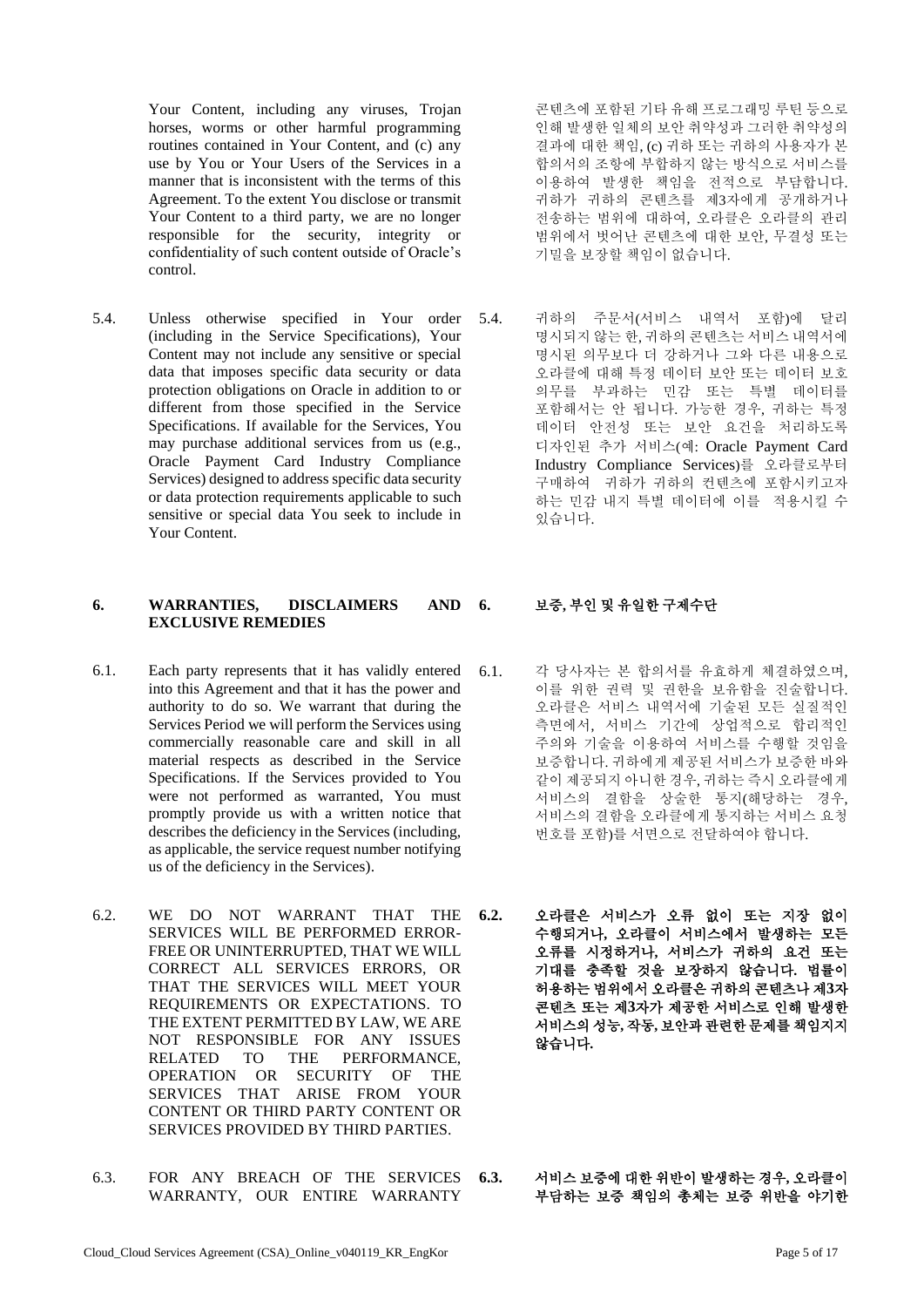Your Content, including any viruses, Trojan horses, worms or other harmful programming routines contained in Your Content, and (c) any use by You or Your Users of the Services in a manner that is inconsistent with the terms of this Agreement. To the extent You disclose or transmit Your Content to a third party, we are no longer responsible for the security, integrity or confidentiality of such content outside of Oracle's control.

콘텐츠에 포함된 기타 유해 프로그래밍 루틴 등으로 인해 발생한 일체의 보안 취약성과 그러한 취약성의 결과에 대한 책임, (c) 귀하 또는 귀하의 사용자가 본 합의서의 조항에 부합하지 않는 방식으로 서비스를 이용하여 발생한 책임을 전적으로 부담합니다. 귀하가 귀하의 콘텐츠를 제3자에게 공개하거나 전송하는 범위에 대하여, 오라클은 오라클의 관리 범위에서 벗어난 콘텐츠에 대한 보안, 무결성 또는 기밀을 보장할 책임이 없습니다.

5.4. Unless otherwise specified in Your order (including in the Service Specifications), Your Content may not include any sensitive or special data that imposes specific data security or data protection obligations on Oracle in addition to or different from those specified in the Service Specifications. If available for the Services, You may purchase additional services from us (e.g., Oracle Payment Card Industry Compliance Services) designed to address specific data security or data protection requirements applicable to such sensitive or special data You seek to include in Your Content.

5.4. 귀하의 주문서(서비스 내역서 포함)에 달리 명시되지 않는 한, 귀하의 콘텐츠는 서비스 내역서에 명시된 의무보다 더 강하거나 그와 다른 내용으로 오라클에 대해 특정 데이터 보안 또는 데이터 보호 의무를 부과하는 민감 또는 특별 데이터를 포함해서는 안 됩니다. 가능한 경우, 귀하는 특정 데이터 안전성 또는 보안 요건을 처리하도록 디자인된 추가 서비스(예: Oracle Payment Card Industry Compliance Services)를 오라클로부터 구매하여 귀하가 귀하의 컨텐츠에 포함시키고자 하는 민감 내지 특별 데이터에 이를 적용시킬 수 있습니다.

## 6. WARRANTIES, DISCLAIMERS AND EXCLUSIVE REMEDIES

## 6. 보증, 부인 및 유일한 구제수단

6.1. Each party represents that it has validly entered into this Agreement and that it has the power and authority to do so. We warrant that during the Services Period we will perform the Services using commercially reasonable care and skill in all material respects as described in the Service Specifications. If the Services provided to You were not performed as warranted, You must promptly provide us with a written notice that describes the deficiency in the Services (including, as applicable, the service request number notifying us of the deficiency in the Services).

6.1. 각 당사자는 본 합의서를 유효하게 체결하였으며, 이를 위한 권력 및 권한을 보유함을 진술합니다. 오라클은 서비스 내역서에 기술된 모든 실질적인 측면에서, 서비스 기간에 상업적으로 합리적인 주의와 기술을 이용하여 서비스를 수행할 것임을 보증합니다. 귀하에게 제공된 서비스가 보증한 바와 같이 제공되지 아니한 경우, 귀하는 즉시 오라클에게 서비스의 결함을 상술한 통지(해당하는 경우, 서비스의 결함을 오라클에게 통지하는 서비스 요청 번호를 포함)를 서면으로 전달하여야 합니다.

6.2. WE DO NOT WARRANT THAT THE SERVICES WILL BE PERFORMED ERROR-FREE OR UNINTERRUPTED, THAT WE WILL CORRECT ALL SERVICES ERRORS, OR THAT THE SERVICES WILL MEET YOUR REQUIREMENTS OR EXPECTATIONS. TO THE EXTENT PERMITTED BY LAW, WE ARE NOT RESPONSIBLE FOR ANY ISSUES RELATED TO THE PERFORMANCE, OPERATION OR SECURITY OF THE SERVICES THAT ARISE FROM YOUR CONTENT OR THIRD PARTY CONTENT OR SERVICES PROVIDED BY THIRD PARTIES.

**6.2. 오라클은 서비스가 오류 없이 또는 지장 없이 수행되거나, 오라클이 서비스에서 발생하는 모든 오류를 시정하거나, 서비스가 귀하의 요건 또는 기대를 충족할 것을 보장하지 않습니다. 법률이 허용하는 범위에서 오라클은 귀하의 콘텐츠나 제3자 콘텐츠 또는 제3자가 제공한 서비스로 인해 발생한 서비스의 성능, 작동, 보안과 관련한 문제를 책임지지 않습니다.**

6.3. FOR ANY BREACH OF THE SERVICES WARRANTY, OUR ENTIRE WARRANTY

**6.3. 서비스 보증에 대한 위반이 발생하는 경우, 오라클이 부담하는 보증 책임의 총체는 보증 위반을 야기한**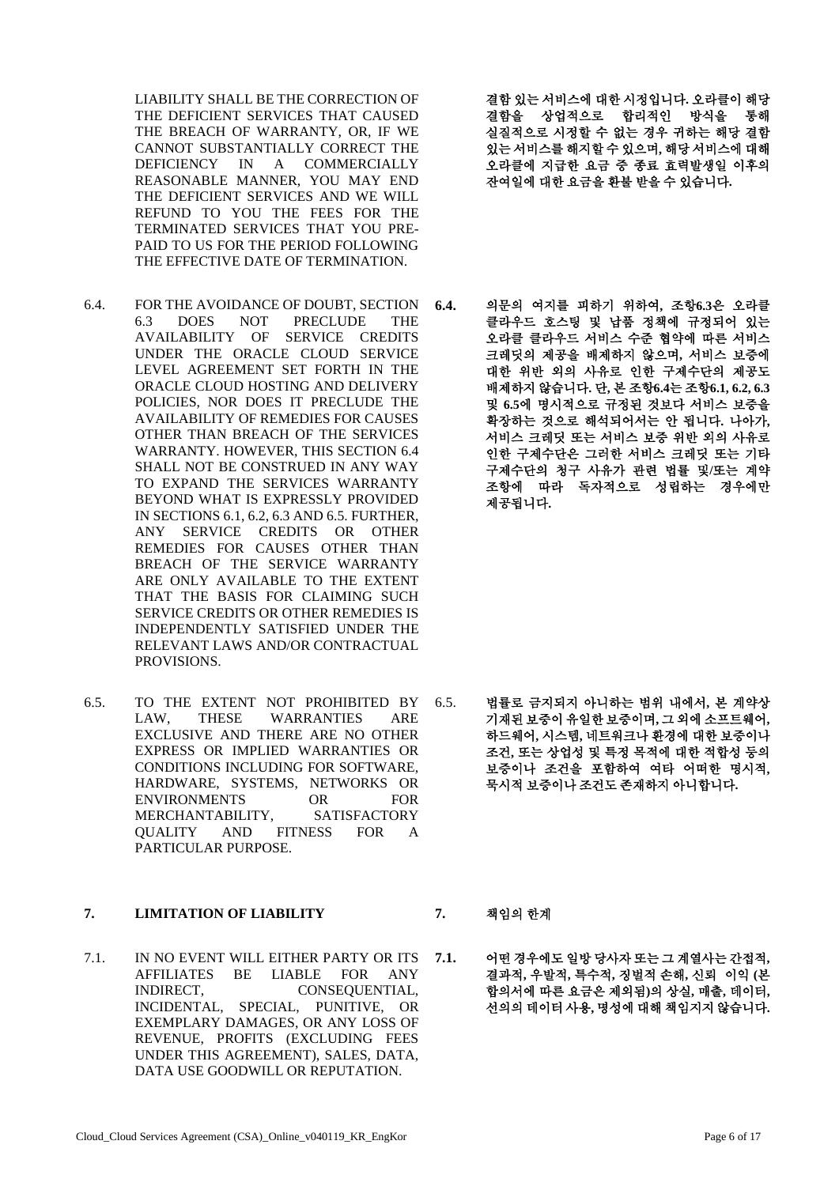LIABILITY SHALL BE THE CORRECTION OF THE DEFICIENT SERVICES THAT CAUSED THE BREACH OF WARRANTY, OR, IF WE CANNOT SUBSTANTIALLY CORRECT THE DEFICIENCY IN A COMMERCIALLY REASONABLE MANNER, YOU MAY END THE DEFICIENT SERVICES AND WE WILL REFUND TO YOU THE FEES FOR THE TERMINATED SERVICES THAT YOU PRE-PAID TO US FOR THE PERIOD FOLLOWING THE EFFECTIVE DATE OF TERMINATION.

**결함 있는 서비스에 대한 시정입니다. 오라클이 해당 결함을 상업적으로 합리적인 방식을 통해 실질적으로 시정할 수 없는 경우 귀하는 해당 결함 있는 서비스를 해지할 수 있으며, 해당 서비스에 대해 오라클에 지급한 요금 중 종료 효력발생일 이후의 잔여일에 대한 요금을 환불 받을 수 있습니다.**

6.4. FOR THE AVOIDANCE OF DOUBT, SECTION 6.3 DOES NOT PRECLUDE THE AVAILABILITY OF SERVICE CREDITS UNDER THE ORACLE CLOUD SERVICE LEVEL AGREEMENT SET FORTH IN THE ORACLE CLOUD HOSTING AND DELIVERY POLICIES, NOR DOES IT PRECLUDE THE AVAILABILITY OF REMEDIES FOR CAUSES OTHER THAN BREACH OF THE SERVICES WARRANTY. HOWEVER, THIS SECTION 6.4 SHALL NOT BE CONSTRUED IN ANY WAY TO EXPAND THE SERVICES WARRANTY BEYOND WHAT IS EXPRESSLY PROVIDED IN SECTIONS 6.1, 6.2, 6.3 AND 6.5. FURTHER, ANY SERVICE CREDITS OR OTHER REMEDIES FOR CAUSES OTHER THAN BREACH OF THE SERVICE WARRANTY ARE ONLY AVAILABLE TO THE EXTENT THAT THE BASIS FOR CLAIMING SUCH SERVICE CREDITS OR OTHER REMEDIES IS INDEPENDENTLY SATISFIED UNDER THE RELEVANT LAWS AND/OR CONTRACTUAL PROVISIONS.

**6.4. 의문의 여지를 피하기 위하여, 조항6.3은 오라클 클라우드 호스팅 및 납품 정책에 규정되어 있는 오라클 클라우드 서비스 수준 협약에 따른 서비스 크레딧의 제공을 배제하지 않으며, 서비스 보증에 대한 위반 외의 사유로 인한 구제수단의 제공도 배제하지 않습니다. 단, 본 조항6.4는 조항6.1, 6.2, 6.3 및 6.5에 명시적으로 규정된 것보다 서비스 보증을 확장하는 것으로 해석되어서는 안 됩니다. 나아가, 서비스 크레딧 또는 서비스 보증 위반 외의 사유로 인한 구제수단은 그러한 서비스 크레딧 또는 기타 구제수단의 청구 사유가 관련 법률 및/또는 계약 조항에 따라 독자적으로 성립하는 경우에만 제공됩니다.**

6.5. TO THE EXTENT NOT PROHIBITED BY LAW, THESE WARRANTIES ARE EXCLUSIVE AND THERE ARE NO OTHER EXPRESS OR IMPLIED WARRANTIES OR CONDITIONS INCLUDING FOR SOFTWARE, HARDWARE, SYSTEMS, NETWORKS OR ENVIRONMENTS OR FOR MERCHANTABILITY, SATISFACTORY QUALITY AND FITNESS FOR A PARTICULAR PURPOSE.

6.5. **법률로 금지되지 아니하는 범위 내에서, 본 계약상 기재된 보증이 유일한 보증이며, 그 외에 소프트웨어, 하드웨어, 시스템, 네트워크나 환경에 대한 보증이나 조건, 또는 상업성 및 특정 목적에 대한 적합성 등의 보증이나 조건을 포함하여 여타 어떠한 명시적, 묵시적 보증이나 조건도 존재하지 아니합니다.**

## 7. LIMITATION OF LIABILITY

## 7. 책임의 한계

7.1. IN NO EVENT WILL EITHER PARTY OR ITS AFFILIATES BE LIABLE FOR ANY INDIRECT, CONSEQUENTIAL, INCIDENTAL, SPECIAL, PUNITIVE, OR EXEMPLARY DAMAGES, OR ANY LOSS OF REVENUE, PROFITS (EXCLUDING FEES UNDER THIS AGREEMENT), SALES, DATA, DATA USE GOODWILL OR REPUTATION.

**7.1. 어떤 경우에도 일방 당사자 또는 그 계열사는 간접적, 결과적, 우발적, 특수적, 징벌적 손해, 신뢰 이익 (본 합의서에 따른 요금은 제외됨)의 상실, 매출, 데이터, 선의의 데이터 사용, 명성에 대해 책임지지 않습니다.**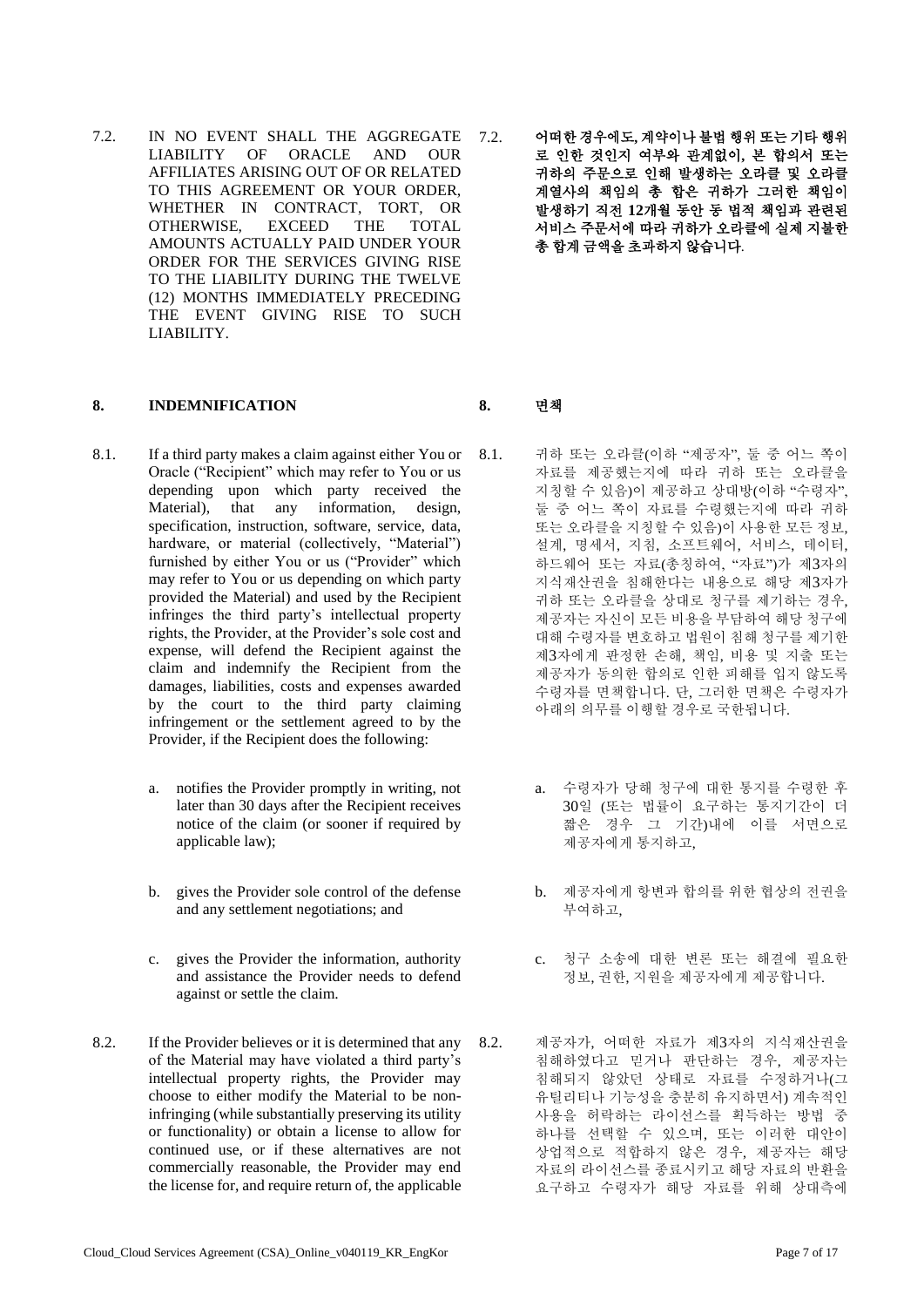7.2. IN NO EVENT SHALL THE AGGREGATE LIABILITY OF ORACLE AND OUR AFFILIATES ARISING OUT OF OR RELATED TO THIS AGREEMENT OR YOUR ORDER, WHETHER IN CONTRACT, TORT, OR OTHERWISE, EXCEED THE TOTAL AMOUNTS ACTUALLY PAID UNDER YOUR ORDER FOR THE SERVICES GIVING RISE TO THE LIABILITY DURING THE TWELVE (12) MONTHS IMMEDIATELY PRECEDING THE EVENT GIVING RISE TO SUCH LIABILITY.

**7.2. 어떠한 경우에도, 계약이나 불법 행위 또는 기타 행위로 인한 것인지 여부와 관계없이, 본 합의서 또는 귀하의 주문으로 인해 발생하는 오라클 및 오라클 계열사의 책임의 총 합은 귀하가 그러한 책임이 발생하기 직전 12개월 동안 동 법적 책임과 관련된 서비스 주문서에 따라 귀하가 오라클에 실제 지불한 총 합계 금액을 초과하지 않습니다.**

## 8. INDEMNIFICATION

## 8. 면책

8.1. If a third party makes a claim against either You or Oracle ("Recipient" which may refer to You or us depending upon which party received the Material), that any information, design, specification, instruction, software, service, data, hardware, or material (collectively, "Material") furnished by either You or us ("Provider" which may refer to You or us depending on which party provided the Material) and used by the Recipient infringes the third party's intellectual property rights, the Provider, at the Provider's sole cost and expense, will defend the Recipient against the claim and indemnify the Recipient from the damages, liabilities, costs and expenses awarded by the court to the third party claiming infringement or the settlement agreed to by the Provider, if the Recipient does the following:

a. notifies the Provider promptly in writing, not later than 30 days after the Recipient receives notice of the claim (or sooner if required by applicable law);

b. gives the Provider sole control of the defense and any settlement negotiations; and

c. gives the Provider the information, authority and assistance the Provider needs to defend against or settle the claim.

8.1. 귀하 또는 오라클(이하 "제공자", 둘 중 어느 쪽이 자료를 제공했는지에 따라 귀하 또는 오라클을 지칭할 수 있음)이 제공하고 상대방(이하 "수령자", 둘 중 어느 쪽이 자료를 수령했는지에 따라 귀하 또는 오라클을 지칭할 수 있음)이 사용한 모든 정보, 설계, 명세서, 지침, 소프트웨어, 서비스, 데이터, 하드웨어 또는 자료(총칭하여, "자료")가 제3자의 지식재산권을 침해한다는 내용으로 해당 제3자가 귀하 또는 오라클을 상대로 청구를 제기하는 경우, 제공자는 자신이 모든 비용을 부담하여 해당 청구에 대해 수령자를 변호하고 법원이 침해 청구를 제기한 제3자에게 판정한 손해, 책임, 비용 및 지출 또는 제공자가 동의한 합의로 인한 피해를 입지 않도록 수령자를 면책합니다. 단, 그러한 면책은 수령자가 아래의 의무를 이행할 경우로 국한됩니다.

a. 수령자가 당해 청구에 대한 통지를 수령한 후 30일 (또는 법률이 요구하는 통지기간이 더 짧은 경우 그 기간)내에 이를 서면으로 제공자에게 통지하고,

b. 제공자에게 항변과 합의를 위한 협상의 전권을 부여하고,

c. 청구 소송에 대한 변론 또는 해결에 필요한 정보, 권한, 지원을 제공자에게 제공합니다.

8.2. If the Provider believes or it is determined that any of the Material may have violated a third party's intellectual property rights, the Provider may choose to either modify the Material to be non-infringing (while substantially preserving its utility or functionality) or obtain a license to allow for continued use, or if these alternatives are not commercially reasonable, the Provider may end the license for, and require return of, the applicable

8.2. 제공자가, 어떠한 자료가 제3자의 지식재산권을 침해하였다고 믿거나 판단하는 경우, 제공자는 침해되지 않았던 상태로 자료를 수정하거나(그 유틸리티나 기능성을 충분히 유지하면서) 계속적인 사용을 허락하는 라이선스를 획득하는 방법 중 하나를 선택할 수 있으며, 또는 이러한 대안이 상업적으로 적합하지 않은 경우, 제공자는 해당 자료의 라이선스를 종료시키고 해당 자료의 반환을 요구하고 수령자가 해당 자료를 위해 상대측에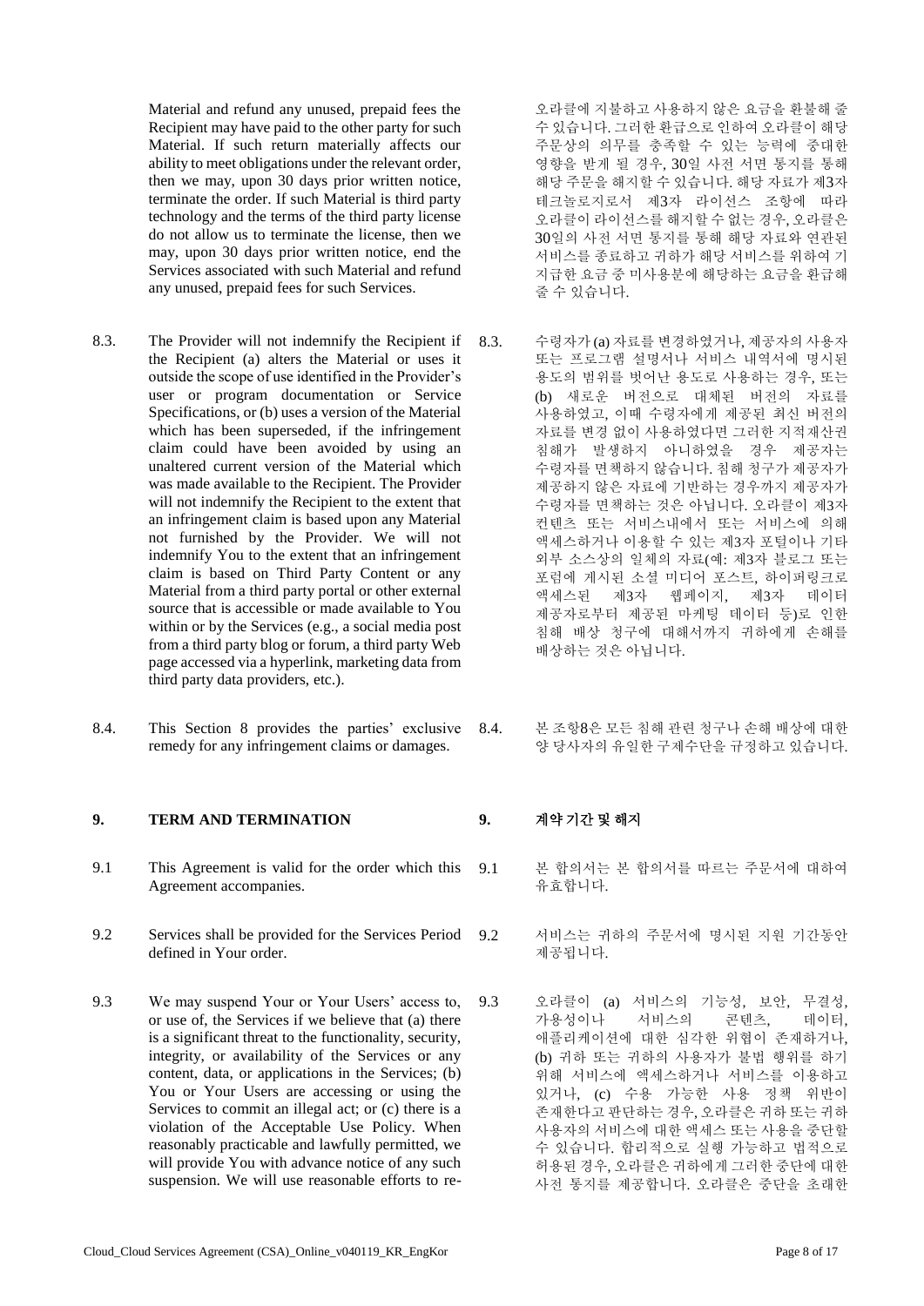Material and refund any unused, prepaid fees the Recipient may have paid to the other party for such Material. If such return materially affects our ability to meet obligations under the relevant order, then we may, upon 30 days prior written notice, terminate the order. If such Material is third party technology and the terms of the third party license do not allow us to terminate the license, then we may, upon 30 days prior written notice, end the Services associated with such Material and refund any unused, prepaid fees for such Services.

오라클에 지불하고 사용하지 않은 요금을 환불해 줄 수 있습니다. 그러한 환급으로 인하여 오라클이 해당 주문상의 의무를 충족할 수 있는 능력에 중대한 영향을 받게 될 경우, 30일 사전 서면 통지를 통해 해당 주문을 해지할 수 있습니다. 해당 자료가 제3자 테크놀로지로서 제3자 라이선스 조항에 따라 오라클이 라이선스를 해지할 수 없는 경우, 오라클은 30일의 사전 서면 통지를 통해 해당 자료와 연관된 서비스를 종료하고 귀하가 해당 서비스를 위하여 기 지급한 요금 중 미사용분에 해당하는 요금을 환급해 줄 수 있습니다.

8.3. The Provider will not indemnify the Recipient if the Recipient (a) alters the Material or uses it outside the scope of use identified in the Provider's user or program documentation or Service Specifications, or (b) uses a version of the Material which has been superseded, if the infringement claim could have been avoided by using an unaltered current version of the Material which was made available to the Recipient. The Provider will not indemnify the Recipient to the extent that an infringement claim is based upon any Material not furnished by the Provider. We will not indemnify You to the extent that an infringement claim is based on Third Party Content or any Material from a third party portal or other external source that is accessible or made available to You within or by the Services (e.g., a social media post from a third party blog or forum, a third party Web page accessed via a hyperlink, marketing data from third party data providers, etc.).

8.3. 수령자가 (a) 자료를 변경하였거나, 제공자의 사용자 또는 프로그램 설명서나 서비스 내역서에 명시된 용도의 범위를 벗어난 용도로 사용하는 경우, 또는 (b) 새로운 버전으로 대체된 버전의 자료를 사용하였고, 이때 수령자에게 제공된 최신 버전의 자료를 변경 없이 사용하였다면 그러한 지적재산권 침해가 발생하지 아니하였을 경우 제공자는 수령자를 면책하지 않습니다. 침해 청구가 제공자가 제공하지 않은 자료에 기반하는 경우까지 제공자가 수령자를 면책하는 것은 아닙니다. 오라클이 제3자 컨텐츠 또는 서비스내에서 또는 서비스에 의해 액세스하거나 이용할 수 있는 제3자 포털이나 기타 외부 소스상의 일체의 자료(예: 제3자 블로그 또는 포럼에 게시된 소셜 미디어 포스트, 하이퍼링크로 액세스된 제3자 웹페이지, 제3자 데이터 제공자로부터 제공된 마케팅 데이터 등)로 인한 침해 배상 청구에 대해서까지 귀하에게 손해를 배상하는 것은 아닙니다.

8.4. This Section 8 provides the parties' exclusive remedy for any infringement claims or damages.

8.4. 본 조항8은 모든 침해 관련 청구나 손해 배상에 대한 양 당사자의 유일한 구제수단을 규정하고 있습니다.

## 9. TERM AND TERMINATION

## 9. 계약 기간 및 해지

9.1 This Agreement is valid for the order which this Agreement accompanies.

9.1 본 합의서는 본 합의서를 따르는 주문서에 대하여 유효합니다.

9.2 Services shall be provided for the Services Period defined in Your order.

9.2 서비스는 귀하의 주문서에 명시된 지원 기간동안 제공됩니다.

9.3 We may suspend Your or Your Users' access to, or use of, the Services if we believe that (a) there is a significant threat to the functionality, security, integrity, or availability of the Services or any content, data, or applications in the Services; (b) You or Your Users are accessing or using the Services to commit an illegal act; or (c) there is a violation of the Acceptable Use Policy. When reasonably practicable and lawfully permitted, we will provide You with advance notice of any such suspension. We will use reasonable efforts to re-

9.3 오라클이 (a) 서비스의 기능성, 보안, 무결성, 가용성이나 서비스의 콘텐츠, 데이터, 애플리케이션에 대한 심각한 위협이 존재하거나, (b) 귀하 또는 귀하의 사용자가 불법 행위를 하기 위해 서비스에 액세스하거나 서비스를 이용하고 있거나, (c) 수용 가능한 사용 정책 위반이 존재한다고 판단하는 경우, 오라클은 귀하 또는 귀하 사용자의 서비스에 대한 액세스 또는 사용을 중단할 수 있습니다. 합리적으로 실행 가능하고 법적으로 허용된 경우, 오라클은 귀하에게 그러한 중단에 대한 사전 통지를 제공합니다. 오라클은 중단을 초래한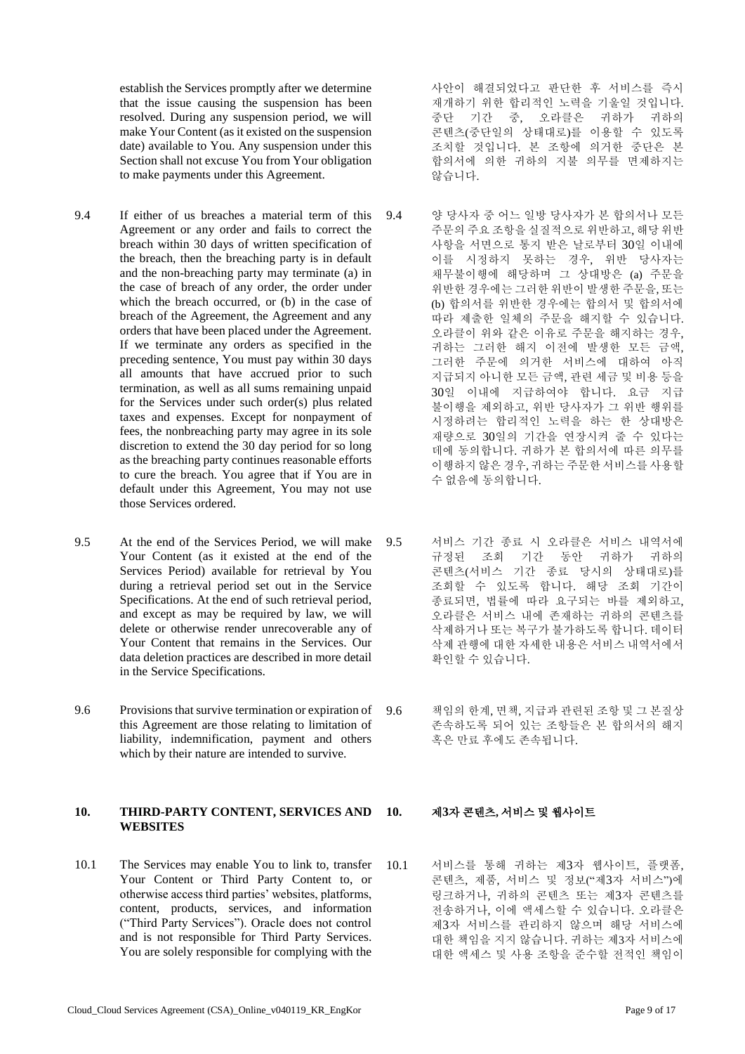establish the Services promptly after we determine that the issue causing the suspension has been resolved. During any suspension period, we will make Your Content (as it existed on the suspension date) available to You. Any suspension under this Section shall not excuse You from Your obligation to make payments under this Agreement.

사안이 해결되었다고 판단한 후 서비스를 즉시 재개하기 위한 합리적인 노력을 기울일 것입니다. 중단 기간 중, 오라클은 귀하가 귀하의 콘텐츠(중단일의 상태대로)를 이용할 수 있도록 조치할 것입니다. 본 조항에 의거한 중단은 본 합의서에 의한 귀하의 지불 의무를 면제하지는 않습니다.

9.4 If either of us breaches a material term of this Agreement or any order and fails to correct the breach within 30 days of written specification of the breach, then the breaching party is in default and the non-breaching party may terminate (a) in the case of breach of any order, the order under which the breach occurred, or (b) in the case of breach of the Agreement, the Agreement and any orders that have been placed under the Agreement. If we terminate any orders as specified in the preceding sentence, You must pay within 30 days all amounts that have accrued prior to such termination, as well as all sums remaining unpaid for the Services under such order(s) plus related taxes and expenses. Except for nonpayment of fees, the nonbreaching party may agree in its sole discretion to extend the 30 day period for so long as the breaching party continues reasonable efforts to cure the breach. You agree that if You are in default under this Agreement, You may not use those Services ordered.

9.4 양 당사자 중 어느 일방 당사자가 본 합의서나 모든 주문의 주요 조항을 실질적으로 위반하고, 해당 위반 사항을 서면으로 통지 받은 날로부터 30일 이내에 이를 시정하지 못하는 경우, 위반 당사자는 채무불이행에 해당하며 그 상대방은 (a) 주문을 위반한 경우에는 그러한 위반이 발생한 주문을, 또는 (b) 합의서를 위반한 경우에는 합의서 및 합의서에 따라 제출한 일체의 주문을 해지할 수 있습니다. 오라클이 위와 같은 이유로 주문을 해지하는 경우, 귀하는 그러한 해지 이전에 발생한 모든 금액, 그러한 주문에 의거한 서비스에 대하여 아직 지급되지 아니한 모든 금액, 관련 세금 및 비용 등을 30일 이내에 지급하여야 합니다. 요금 지급 불이행을 제외하고, 위반 당사자가 그 위반 행위를 시정하려는 합리적인 노력을 하는 한 상대방은 재량으로 30일의 기간을 연장시켜 줄 수 있다는 데에 동의합니다. 귀하가 본 합의서에 따른 의무를 이행하지 않은 경우, 귀하는 주문한 서비스를 사용할 수 없음에 동의합니다.

9.5 At the end of the Services Period, we will make Your Content (as it existed at the end of the Services Period) available for retrieval by You during a retrieval period set out in the Service Specifications. At the end of such retrieval period, and except as may be required by law, we will delete or otherwise render unrecoverable any of Your Content that remains in the Services. Our data deletion practices are described in more detail in the Service Specifications.

9.5 서비스 기간 종료 시 오라클은 서비스 내역서에 규정된 조회 기간 동안 귀하가 귀하의 콘텐츠(서비스 기간 종료 당시의 상태대로)를 조회할 수 있도록 합니다. 해당 조회 기간이 종료되면, 법률에 따라 요구되는 바를 제외하고, 오라클은 서비스 내에 존재하는 귀하의 콘텐츠를 삭제하거나 또는 복구가 불가하도록 합니다. 데이터 삭제 관행에 대한 자세한 내용은 서비스 내역서에서 확인할 수 있습니다.

9.6 Provisions that survive termination or expiration of this Agreement are those relating to limitation of liability, indemnification, payment and others which by their nature are intended to survive.

9.6 책임의 한계, 면책, 지급과 관련된 조항 및 그 본질상 존속하도록 되어 있는 조항들은 본 합의서의 해지 혹은 만료 후에도 존속됩니다.

## 10. THIRD-PARTY CONTENT, SERVICES AND WEBSITES

## 10. 제3자 콘텐츠, 서비스 및 웹사이트

10.1 The Services may enable You to link to, transfer Your Content or Third Party Content to, or otherwise access third parties' websites, platforms, content, products, services, and information ("Third Party Services"). Oracle does not control and is not responsible for Third Party Services. You are solely responsible for complying with the

10.1 서비스를 통해 귀하는 제3자 웹사이트, 플랫폼, 콘텐츠, 제품, 서비스 및 정보("제3자 서비스")에 링크하거나, 귀하의 콘텐츠 또는 제3자 콘텐츠를 전송하거나, 이에 액세스할 수 있습니다. 오라클은 제3자 서비스를 관리하지 않으며 해당 서비스에 대한 책임을 지지 않습니다. 귀하는 제3자 서비스에 대한 액세스 및 사용 조항을 준수할 전적인 책임이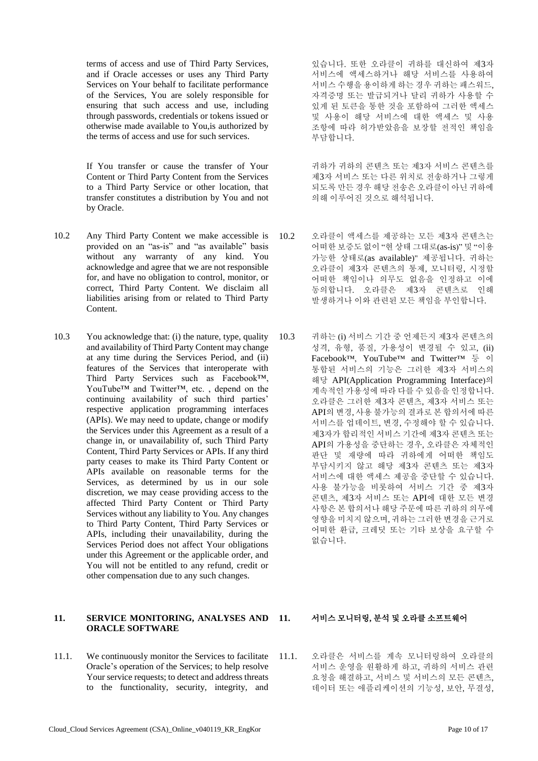terms of access and use of Third Party Services, and if Oracle accesses or uses any Third Party Services on Your behalf to facilitate performance of the Services, You are solely responsible for ensuring that such access and use, including through passwords, credentials or tokens issued or otherwise made available to You,is authorized by the terms of access and use for such services.

있습니다. 또한 오라클이 귀하를 대신하여 제3자 서비스에 액세스하거나 해당 서비스를 사용하여 서비스 수행을 용이하게 하는 경우 귀하는 패스워드, 자격증명 또는 발급되거나 달리 귀하가 사용할 수 있게 된 토큰을 통한 것을 포함하여 그러한 액세스 및 사용이 해당 서비스에 대한 액세스 및 사용 조항에 따라 허가받았음을 보장할 전적인 책임을 부담합니다.

If You transfer or cause the transfer of Your Content or Third Party Content from the Services to a Third Party Service or other location, that transfer constitutes a distribution by You and not by Oracle.

귀하가 귀하의 콘텐츠 또는 제3자 서비스 콘텐츠를 제3자 서비스 또는 다른 위치로 전송하거나 그렇게 되도록 만든 경우 해당 전송은 오라클이 아닌 귀하에 의해 이루어진 것으로 해석됩니다.

10.2 Any Third Party Content we make accessible is provided on an "as-is" and "as available" basis without any warranty of any kind. You acknowledge and agree that we are not responsible for, and have no obligation to control, monitor, or correct, Third Party Content. We disclaim all liabilities arising from or related to Third Party Content.

10.2 오라클이 액세스를 제공하는 모든 제3자 콘텐츠는 어떠한 보증도 없이 "현 상태 그대로(as-is)" 및 "이용 가능한 상태로(as available)" 제공됩니다. 귀하는 오라클이 제3자 콘텐츠의 통제, 모니터링, 시정할 어떠한 책임이나 의무도 없음을 인정하고 이에 동의합니다. 오라클은 제3자 콘텐츠로 인해 발생하거나 이와 관련된 모든 책임을 부인합니다.

10.3 You acknowledge that: (i) the nature, type, quality and availability of Third Party Content may change at any time during the Services Period, and (ii) features of the Services that interoperate with Third Party Services such as Facebook™, YouTube™ and Twitter™, etc. , depend on the continuing availability of such third parties' respective application programming interfaces (APIs). We may need to update, change or modify the Services under this Agreement as a result of a change in, or unavailability of, such Third Party Content, Third Party Services or APIs. If any third party ceases to make its Third Party Content or APIs available on reasonable terms for the Services, as determined by us in our sole discretion, we may cease providing access to the affected Third Party Content or Third Party Services without any liability to You. Any changes to Third Party Content, Third Party Services or APIs, including their unavailability, during the Services Period does not affect Your obligations under this Agreement or the applicable order, and You will not be entitled to any refund, credit or other compensation due to any such changes.

10.3 귀하는 (i) 서비스 기간 중 언제든지 제3자 콘텐츠의 성격, 유형, 품질, 가용성이 변경될 수 있고, (ii) Facebook™, YouTube™ and Twitter™ 등 이 통합된 서비스의 기능은 그러한 제3자 서비스의 해당 API(Application Programming Interface)의 계속적인 가용성에 따라 다를 수 있음을 인정합니다. 오라클은 그러한 제3자 콘텐츠, 제3자 서비스 또는 API의 변경, 사용 불가능의 결과로 본 합의서에 따른 서비스를 업데이트, 변경, 수정해야 할 수 있습니다. 제3자가 합리적인 서비스 기간에 제3자 콘텐츠 또는 API의 가용성을 중단하는 경우, 오라클은 자체적인 판단 및 재량에 따라 귀하에게 어떠한 책임도 부담시키지 않고 해당 제3자 콘텐츠 또는 제3자 서비스에 대한 액세스 제공을 중단할 수 있습니다. 사용 불가능을 비롯하여 서비스 기간 중 제3자 콘텐츠, 제3자 서비스 또는 API에 대한 모든 변경 사항은 본 합의서나 해당 주문에 따른 귀하의 의무에 영향을 미치지 않으며, 귀하는 그러한 변경을 근거로 어떠한 환급, 크레딧 또는 기타 보상을 요구할 수 없습니다.

## 11. SERVICE MONITORING, ANALYSES AND ORACLE SOFTWARE

## 11. 서비스 모니터링, 분석 및 오라클 소프트웨어

11.1. We continuously monitor the Services to facilitate Oracle's operation of the Services; to help resolve Your service requests; to detect and address threats to the functionality, security, integrity, and

11.1. 오라클은 서비스를 계속 모니터링하여 오라클의 서비스 운영을 원활하게 하고, 귀하의 서비스 관련 요청을 해결하고, 서비스 및 서비스의 모든 콘텐츠, 데이터 또는 애플리케이션의 기능성, 보안, 무결성,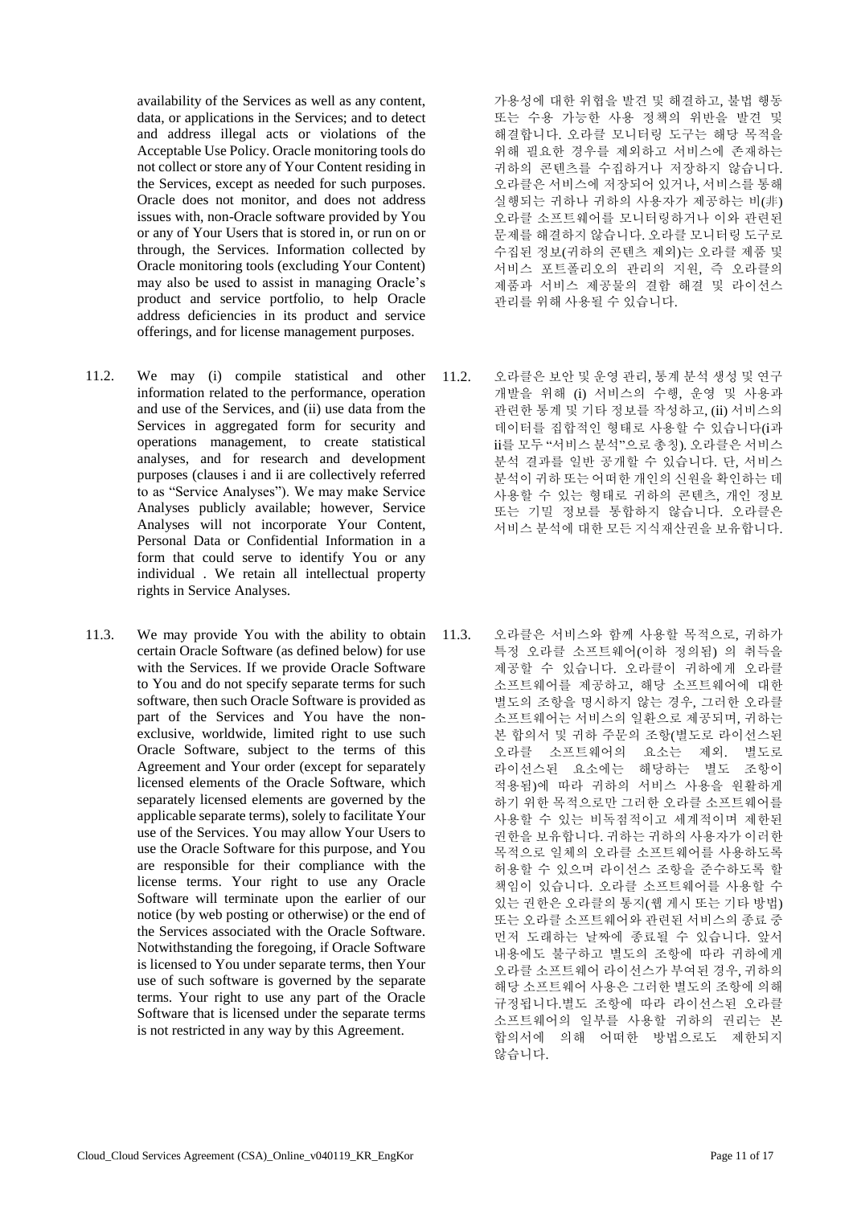availability of the Services as well as any content, data, or applications in the Services; and to detect and address illegal acts or violations of the Acceptable Use Policy. Oracle monitoring tools do not collect or store any of Your Content residing in the Services, except as needed for such purposes. Oracle does not monitor, and does not address issues with, non-Oracle software provided by You or any of Your Users that is stored in, or run on or through, the Services. Information collected by Oracle monitoring tools (excluding Your Content) may also be used to assist in managing Oracle's product and service portfolio, to help Oracle address deficiencies in its product and service offerings, and for license management purposes.

가용성에 대한 위협을 발견 및 해결하고, 불법 행동 또는 수용 가능한 사용 정책의 위반을 발견 및 해결합니다. 오라클 모니터링 도구는 해당 목적을 위해 필요한 경우를 제외하고 서비스에 존재하는 귀하의 콘텐츠를 수집하거나 저장하지 않습니다. 오라클은 서비스에 저장되어 있거나, 서비스를 통해 실행되는 귀하나 귀하의 사용자가 제공하는 비(非) 오라클 소프트웨어를 모니터링하거나 이와 관련된 문제를 해결하지 않습니다. 오라클 모니터링 도구로 수집된 정보(귀하의 콘텐츠 제외)는 오라클 제품 및 서비스 포트폴리오의 관리의 지원, 즉 오라클의 제품과 서비스 제공물의 결함 해결 및 라이선스 관리를 위해 사용될 수 있습니다.

11.2. We may (i) compile statistical and other information related to the performance, operation and use of the Services, and (ii) use data from the Services in aggregated form for security and operations management, to create statistical analyses, and for research and development purposes (clauses i and ii are collectively referred to as "Service Analyses"). We may make Service Analyses publicly available; however, Service Analyses will not incorporate Your Content, Personal Data or Confidential Information in a form that could serve to identify You or any individual . We retain all intellectual property rights in Service Analyses.

11.2. 오라클은 보안 및 운영 관리, 통계 분석 생성 및 연구 개발을 위해 (i) 서비스의 수행, 운영 및 사용과 관련한 통계 및 기타 정보를 작성하고, (ii) 서비스의 데이터를 집합적인 형태로 사용할 수 있습니다(i과 ii를 모두 "서비스 분석"으로 총칭). 오라클은 서비스 분석 결과를 일반 공개할 수 있습니다. 단, 서비스 분석이 귀하 또는 어떠한 개인의 신원을 확인하는 데 사용할 수 있는 형태로 귀하의 콘텐츠, 개인 정보 또는 기밀 정보를 통합하지 않습니다. 오라클은 서비스 분석에 대한 모든 지식재산권을 보유합니다.

11.3. We may provide You with the ability to obtain certain Oracle Software (as defined below) for use with the Services. If we provide Oracle Software to You and do not specify separate terms for such software, then such Oracle Software is provided as part of the Services and You have the non-exclusive, worldwide, limited right to use such Oracle Software, subject to the terms of this Agreement and Your order (except for separately licensed elements of the Oracle Software, which separately licensed elements are governed by the applicable separate terms), solely to facilitate Your use of the Services. You may allow Your Users to use the Oracle Software for this purpose, and You are responsible for their compliance with the license terms. Your right to use any Oracle Software will terminate upon the earlier of our notice (by web posting or otherwise) or the end of the Services associated with the Oracle Software. Notwithstanding the foregoing, if Oracle Software is licensed to You under separate terms, then Your use of such software is governed by the separate terms. Your right to use any part of the Oracle Software that is licensed under the separate terms is not restricted in any way by this Agreement.

11.3. 오라클은 서비스와 함께 사용할 목적으로, 귀하가 특정 오라클 소프트웨어(이하 정의됨) 의 취득을 제공할 수 있습니다. 오라클이 귀하에게 오라클 소프트웨어를 제공하고, 해당 소프트웨어에 대한 별도의 조항을 명시하지 않는 경우, 그러한 오라클 소프트웨어는 서비스의 일환으로 제공되며, 귀하는 본 합의서 및 귀하 주문의 조항(별도로 라이선스된 오라클 소프트웨어의 요소는 제외. 별도로 라이선스된 요소에는 해당하는 별도 조항이 적용됨)에 따라 귀하의 서비스 사용을 원활하게 하기 위한 목적으로만 그러한 오라클 소프트웨어를 사용할 수 있는 비독점적이고 세계적이며 제한된 권한을 보유합니다. 귀하는 귀하의 사용자가 이러한 목적으로 일체의 오라클 소프트웨어를 사용하도록 허용할 수 있으며 라이선스 조항을 준수하도록 할 책임이 있습니다. 오라클 소프트웨어를 사용할 수 있는 권한은 오라클의 통지(웹 게시 또는 기타 방법) 또는 오라클 소프트웨어와 관련된 서비스의 종료 중 먼저 도래하는 날짜에 종료될 수 있습니다. 앞서 내용에도 불구하고 별도의 조항에 따라 귀하에게 오라클 소프트웨어 라이선스가 부여된 경우, 귀하의 해당 소프트웨어 사용은 그러한 별도의 조항에 의해 규정됩니다.별도 조항에 따라 라이선스된 오라클 소프트웨어의 일부를 사용할 귀하의 권리는 본 합의서에 의해 어떠한 방법으로도 제한되지 않습니다.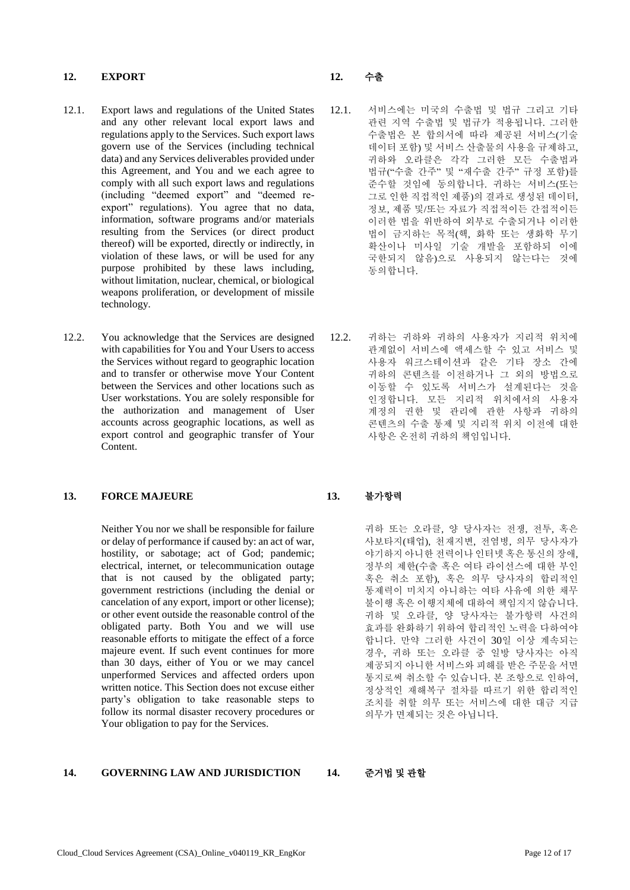## 12. EXPORT

## 12. 수출

12.1. Export laws and regulations of the United States and any other relevant local export laws and regulations apply to the Services. Such export laws govern use of the Services (including technical data) and any Services deliverables provided under this Agreement, and You and we each agree to comply with all such export laws and regulations (including "deemed export" and "deemed re-export" regulations). You agree that no data, information, software programs and/or materials resulting from the Services (or direct product thereof) will be exported, directly or indirectly, in violation of these laws, or will be used for any purpose prohibited by these laws including, without limitation, nuclear, chemical, or biological weapons proliferation, or development of missile technology.

12.1. 서비스에는 미국의 수출법 및 법규 그리고 기타 관련 지역 수출법 및 법규가 적용됩니다. 그러한 수출법은 본 합의서에 따라 제공된 서비스(기술 데이터 포함) 및 서비스 산출물의 사용을 규제하고, 귀하와 오라클은 각각 그러한 모든 수출법과 법규("수출 간주" 및 "재수출 간주" 규정 포함)를 준수할 것임에 동의합니다. 귀하는 서비스(또는 그로 인한 직접적인 제품)의 결과로 생성된 데이터, 정보, 제품 및/또는 자료가 직접적이든 간접적이든 이러한 법을 위반하여 외부로 수출되거나 이러한 법이 금지하는 목적(핵, 화학 또는 생화학 무기 확산이나 미사일 기술 개발을 포함하되 이에 국한되지 않음)으로 사용되지 않는다는 것에 동의합니다.

12.2. You acknowledge that the Services are designed with capabilities for You and Your Users to access the Services without regard to geographic location and to transfer or otherwise move Your Content between the Services and other locations such as User workstations. You are solely responsible for the authorization and management of User accounts across geographic locations, as well as export control and geographic transfer of Your Content.

12.2. 귀하는 귀하와 귀하의 사용자가 지리적 위치에 관계없이 서비스에 액세스할 수 있고 서비스 및 사용자 워크스테이션과 같은 기타 장소 간에 귀하의 콘텐츠를 이전하거나 그 외의 방법으로 이동할 수 있도록 서비스가 설계된다는 것을 인정합니다. 모든 지리적 위치에서의 사용자 계정의 권한 및 관리에 관한 사항과 귀하의 콘텐츠의 수출 통제 및 지리적 위치 이전에 대한 사항은 온전히 귀하의 책임입니다.

## 13. FORCE MAJEURE

## 13. 불가항력

Neither You nor we shall be responsible for failure or delay of performance if caused by: an act of war, hostility, or sabotage; act of God; pandemic; electrical, internet, or telecommunication outage that is not caused by the obligated party; government restrictions (including the denial or cancelation of any export, import or other license); or other event outside the reasonable control of the obligated party. Both You and we will use reasonable efforts to mitigate the effect of a force majeure event. If such event continues for more than 30 days, either of You or we may cancel unperformed Services and affected orders upon written notice. This Section does not excuse either party's obligation to take reasonable steps to follow its normal disaster recovery procedures or Your obligation to pay for the Services.

귀하 또는 오라클, 양 당사자는 전쟁, 전투, 혹은 사보타지(태업), 천재지변, 전염병, 의무 당사자가 야기하지 아니한 전력이나 인터넷 혹은 통신의 장애, 정부의 제한(수출 혹은 여타 라이선스에 대한 부인 혹은 취소 포함), 혹은 의무 당사자의 합리적인 통제력이 미치지 아니하는 여타 사유에 의한 채무 불이행 혹은 이행지체에 대하여 책임지지 않습니다. 귀하 및 오라클, 양 당사자는 불가항력 사건의 효과를 완화하기 위하여 합리적인 노력을 다하여야 합니다. 만약 그러한 사건이 30일 이상 계속되는 경우, 귀하 또는 오라클 중 일방 당사자는 아직 제공되지 아니한 서비스와 피해를 받은 주문을 서면 통지로써 취소할 수 있습니다. 본 조항으로 인하여, 정상적인 재해복구 절차를 따르기 위한 합리적인 조치를 취할 의무 또는 서비스에 대한 대금 지급 의무가 면제되는 것은 아닙니다.

## 14. GOVERNING LAW AND JURISDICTION

## 14. 준거법 및 관할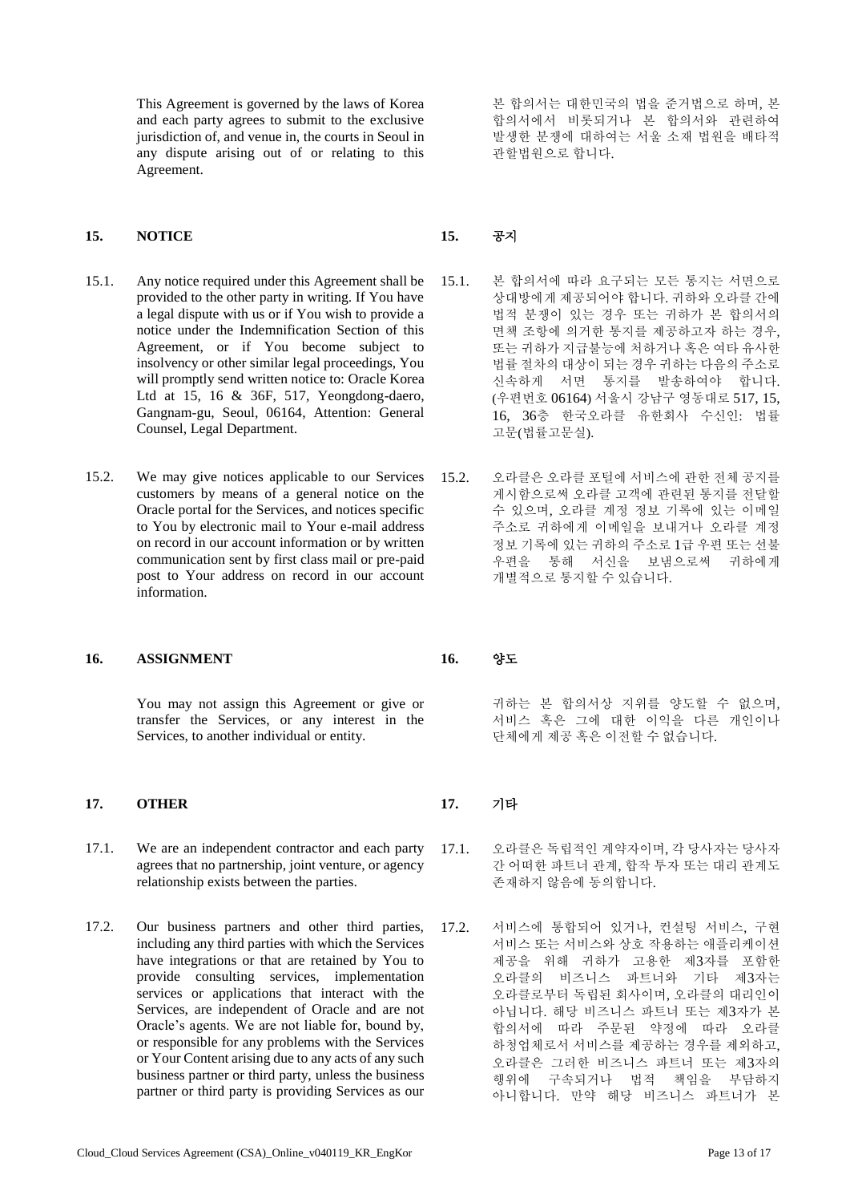This Agreement is governed by the laws of Korea and each party agrees to submit to the exclusive jurisdiction of, and venue in, the courts in Seoul in any dispute arising out of or relating to this Agreement.

본 합의서는 대한민국의 법을 준거법으로 하며, 본 합의서에서 비롯되거나 본 합의서와 관련하여 발생한 분쟁에 대하여는 서울 소재 법원을 배타적 관할법원으로 합니다.

## 15. NOTICE

## 15. 공지

15.1. Any notice required under this Agreement shall be provided to the other party in writing. If You have a legal dispute with us or if You wish to provide a notice under the Indemnification Section of this Agreement, or if You become subject to insolvency or other similar legal proceedings, You will promptly send written notice to: Oracle Korea Ltd at 15, 16 & 36F, 517, Yeongdong-daero, Gangnam-gu, Seoul, 06164, Attention: General Counsel, Legal Department.

15.1. 본 합의서에 따라 요구되는 모든 통지는 서면으로 상대방에게 제공되어야 합니다. 귀하와 오라클 간에 법적 분쟁이 있는 경우 또는 귀하가 본 합의서의 면책 조항에 의거한 통지를 제공하고자 하는 경우, 또는 귀하가 지급불능에 처하거나 혹은 여타 유사한 법률 절차의 대상이 되는 경우 귀하는 다음의 주소로 신속하게 서면 통지를 발송하여야 합니다. (우편번호 06164) 서울시 강남구 영동대로 517, 15, 16, 36층 한국오라클 유한회사 수신인: 법률 고문(법률고문실).

15.2. We may give notices applicable to our Services customers by means of a general notice on the Oracle portal for the Services, and notices specific to You by electronic mail to Your e-mail address on record in our account information or by written communication sent by first class mail or pre-paid post to Your address on record in our account information.

15.2. 오라클은 오라클 포털에 서비스에 관한 전체 공지를 게시함으로써 오라클 고객에 관련된 통지를 전달할 수 있으며, 오라클 계정 정보 기록에 있는 이메일 주소로 귀하에게 이메일을 보내거나 오라클 계정 정보 기록에 있는 귀하의 주소로 1급 우편 또는 선불 우편을 통해 서신을 보냄으로써 귀하에게 개별적으로 통지할 수 있습니다.

## 16. ASSIGNMENT

## 16. 양도

You may not assign this Agreement or give or transfer the Services, or any interest in the Services, to another individual or entity.

귀하는 본 합의서상 지위를 양도할 수 없으며, 서비스 혹은 그에 대한 이익을 다른 개인이나 단체에게 제공 혹은 이전할 수 없습니다.

## 17. OTHER

## 17. 기타

17.1. We are an independent contractor and each party agrees that no partnership, joint venture, or agency relationship exists between the parties.

17.1. 오라클은 독립적인 계약자이며, 각 당사자는 당사자 간 어떠한 파트너 관계, 합작 투자 또는 대리 관계도 존재하지 않음에 동의합니다.

17.2. Our business partners and other third parties, including any third parties with which the Services have integrations or that are retained by You to provide consulting services, implementation services or applications that interact with the Services, are independent of Oracle and are not Oracle's agents. We are not liable for, bound by, or responsible for any problems with the Services or Your Content arising due to any acts of any such business partner or third party, unless the business partner or third party is providing Services as our

17.2. 서비스에 통합되어 있거나, 컨설팅 서비스, 구현 서비스 또는 서비스와 상호 작용하는 애플리케이션 제공을 위해 귀하가 고용한 제3자를 포함한 오라클의 비즈니스 파트너와 기타 제3자는 오라클로부터 독립된 회사이며, 오라클의 대리인이 아닙니다. 해당 비즈니스 파트너 또는 제3자가 본 합의서에 따라 주문된 약정에 따라 오라클 하청업체로서 서비스를 제공하는 경우를 제외하고, 오라클은 그러한 비즈니스 파트너 또는 제3자의 행위에 구속되거나 법적 책임을 부담하지 아니합니다. 만약 해당 비즈니스 파트너가 본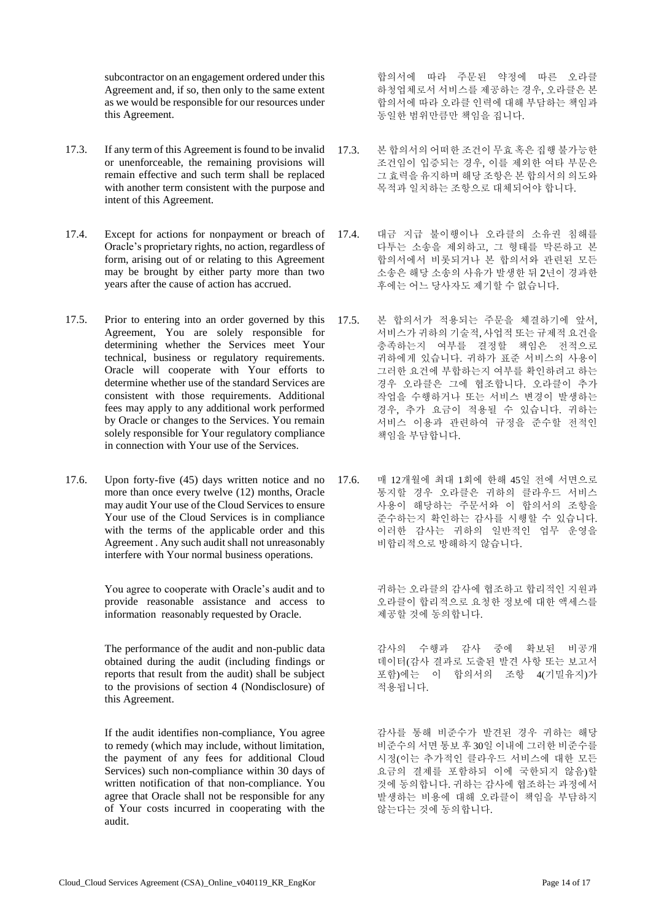subcontractor on an engagement ordered under this Agreement and, if so, then only to the same extent as we would be responsible for our resources under this Agreement.

합의서에 따라 주문된 약정에 따른 오라클 하청업체로서 서비스를 제공하는 경우, 오라클은 본 합의서에 따라 오라클 인력에 대해 부담하는 책임과 동일한 범위만큼만 책임을 집니다.

17.3. If any term of this Agreement is found to be invalid or unenforceable, the remaining provisions will remain effective and such term shall be replaced with another term consistent with the purpose and intent of this Agreement.

17.3. 본 합의서의 어떠한 조건이 무효 혹은 집행 불가능한 조건임이 입증되는 경우, 이를 제외한 여타 부문은 그 효력을 유지하며 해당 조항은 본 합의서의 의도와 목적과 일치하는 조항으로 대체되어야 합니다.

17.4. Except for actions for nonpayment or breach of Oracle's proprietary rights, no action, regardless of form, arising out of or relating to this Agreement may be brought by either party more than two years after the cause of action has accrued.

17.4. 대금 지급 불이행이나 오라클의 소유권 침해를 다투는 소송을 제외하고, 그 형태를 막론하고 본 합의서에서 비롯되거나 본 합의서와 관련된 모든 소송은 해당 소송의 사유가 발생한 뒤 2년이 경과한 후에는 어느 당사자도 제기할 수 없습니다.

17.5. Prior to entering into an order governed by this Agreement, You are solely responsible for determining whether the Services meet Your technical, business or regulatory requirements. Oracle will cooperate with Your efforts to determine whether use of the standard Services are consistent with those requirements. Additional fees may apply to any additional work performed by Oracle or changes to the Services. You remain solely responsible for Your regulatory compliance in connection with Your use of the Services.

17.5. 본 합의서가 적용되는 주문을 체결하기에 앞서, 서비스가 귀하의 기술적, 사업적 또는 규제적 요건을 충족하는지 여부를 결정할 책임은 전적으로 귀하에게 있습니다. 귀하가 표준 서비스의 사용이 그러한 요건에 부합하는지 여부를 확인하려고 하는 경우 오라클은 그에 협조합니다. 오라클이 추가 작업을 수행하거나 또는 서비스 변경이 발생하는 경우, 추가 요금이 적용될 수 있습니다. 귀하는 서비스 이용과 관련하여 규정을 준수할 전적인 책임을 부담합니다.

17.6. Upon forty-five (45) days written notice and no more than once every twelve (12) months, Oracle may audit Your use of the Cloud Services to ensure Your use of the Cloud Services is in compliance with the terms of the applicable order and this Agreement . Any such audit shall not unreasonably interfere with Your normal business operations.

17.6. 매 12개월에 최대 1회에 한해 45일 전에 서면으로 통지할 경우 오라클은 귀하의 클라우드 서비스 사용이 해당하는 주문서와 이 합의서의 조항을 준수하는지 확인하는 감사를 시행할 수 있습니다. 이러한 감사는 귀하의 일반적인 업무 운영을 비합리적으로 방해하지 않습니다.

You agree to cooperate with Oracle's audit and to provide reasonable assistance and access to information reasonably requested by Oracle.

귀하는 오라클의 감사에 협조하고 합리적인 지원과 오라클이 합리적으로 요청한 정보에 대한 액세스를 제공할 것에 동의합니다.

The performance of the audit and non-public data obtained during the audit (including findings or reports that result from the audit) shall be subject to the provisions of section 4 (Nondisclosure) of this Agreement.

감사의 수행과 감사 중에 확보된 비공개 데이터(감사 결과로 도출된 발견 사항 또는 보고서 포함)에는 이 합의서의 조항 4(기밀유지)가 적용됩니다.

If the audit identifies non-compliance, You agree to remedy (which may include, without limitation, the payment of any fees for additional Cloud Services) such non-compliance within 30 days of written notification of that non-compliance. You agree that Oracle shall not be responsible for any of Your costs incurred in cooperating with the audit.

감사를 통해 비준수가 발견된 경우 귀하는 해당 비준수의 서면 통보 후 30일 이내에 그러한 비준수를 시정(이는 추가적인 클라우드 서비스에 대한 모든 요금의 결제를 포함하되 이에 국한되지 않음)할 것에 동의합니다. 귀하는 감사에 협조하는 과정에서 발생하는 비용에 대해 오라클이 책임을 부담하지 않는다는 것에 동의합니다.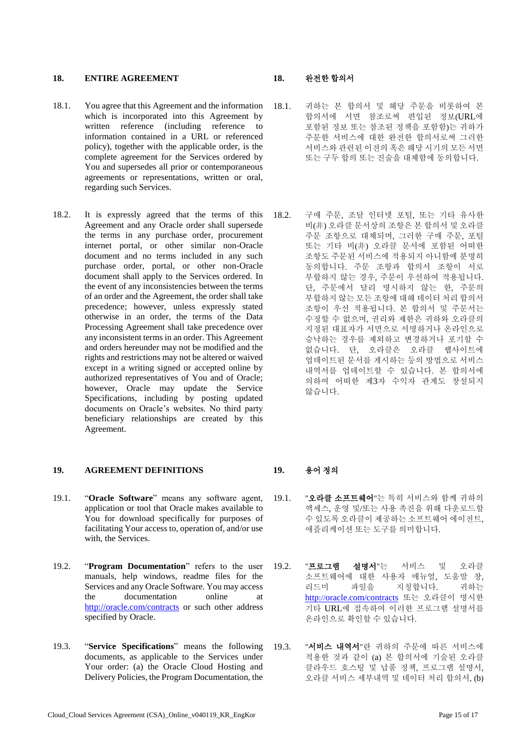## 18. ENTIRE AGREEMENT

18.1. You agree that this Agreement and the information which is incorporated into this Agreement by written reference (including reference to information contained in a URL or referenced policy), together with the applicable order, is the complete agreement for the Services ordered by You and supersedes all prior or contemporaneous agreements or representations, written or oral, regarding such Services.

18.2. It is expressly agreed that the terms of this Agreement and any Oracle order shall supersede the terms in any purchase order, procurement internet portal, or other similar non-Oracle document and no terms included in any such purchase order, portal, or other non-Oracle document shall apply to the Services ordered. In the event of any inconsistencies between the terms of an order and the Agreement, the order shall take precedence; however, unless expressly stated otherwise in an order, the terms of the Data Processing Agreement shall take precedence over any inconsistent terms in an order. This Agreement and orders hereunder may not be modified and the rights and restrictions may not be altered or waived except in a writing signed or accepted online by authorized representatives of You and of Oracle; however, Oracle may update the Service Specifications, including by posting updated documents on Oracle's websites. No third party beneficiary relationships are created by this Agreement.

## 18. 완전한 합의서

18.1. 귀하는 본 합의서 및 해당 주문을 비롯하여 본 합의서에 서면 참조로써 편입된 정보(URL에 포함된 정보 또는 참조된 정책을 포함함)는 귀하가 주문한 서비스에 대한 완전한 합의서로써 그러한 서비스와 관련된 이전의 혹은 해당 시기의 모든 서면 또는 구두 합의 또는 진술을 대체함에 동의합니다.

18.2. 구매 주문, 조달 인터넷 포털, 또는 기타 유사한 비(非) 오라클 문서상의 조항은 본 합의서 및 오라클 주문 조항으로 대체되며, 그러한 구매 주문, 포털 또는 기타 비(非) 오라클 문서에 포함된 어떠한 조항도 주문된 서비스에 적용되지 아니함에 분명히 동의합니다. 주문 조항과 합의서 조항이 서로 부합하지 않는 경우, 주문이 우선하여 적용됩니다. 단, 주문에서 달리 명시하지 않는 한, 주문의 부합하지 않는 모든 조항에 대해 데이터 처리 합의서 조항이 우선 적용됩니다. 본 합의서 및 주문서는 수정할 수 없으며, 권리와 제한은 귀하와 오라클의 지정된 대표자가 서면으로 서명하거나 온라인으로 승낙하는 경우를 제외하고 변경하거나 포기할 수 없습니다. 단, 오라클은 오라클 웹사이트에 업데이트된 문서를 게시하는 등의 방법으로 서비스 내역서를 업데이트할 수 있습니다. 본 합의서에 의하여 어떠한 제3자 수익자 관계도 창설되지 않습니다.

## 19. AGREEMENT DEFINITIONS

19.1. "**Oracle Software**" means any software agent, application or tool that Oracle makes available to You for download specifically for purposes of facilitating Your access to, operation of, and/or use with, the Services.

19.2. "**Program Documentation**" refers to the user manuals, help windows, readme files for the Services and any Oracle Software. You may access the documentation online at http://oracle.com/contracts or such other address specified by Oracle.

19.3. "**Service Specifications**" means the following documents, as applicable to the Services under Your order: (a) the Oracle Cloud Hosting and Delivery Policies, the Program Documentation, the

## 19. 용어 정의

19.1. "**오라클 소프트웨어**"는 특히 서비스와 함께 귀하의 액세스, 운영 및/또는 사용 촉진을 위해 다운로드할 수 있도록 오라클이 제공하는 소프트웨어 에이전트, 애플리케이션 또는 도구를 의미합니다.

19.2. "**프로그램 설명서**"는 서비스 및 오라클 소프트웨어에 대한 사용자 매뉴얼, 도움말 창, 리드미 파일을 지칭합니다. 귀하는 http://oracle.com/contracts 또는 오라클이 명시한 기타 URL에 접속하여 이러한 프로그램 설명서를 온라인으로 확인할 수 있습니다.

19.3. "**서비스 내역서**"란 귀하의 주문에 따른 서비스에 적용한 것과 같이 (a) 본 합의서에 기술된 오라클 클라우드 호스팅 및 납품 정책, 프로그램 설명서, 오라클 서비스 세부내역 및 데이터 처리 합의서, (b)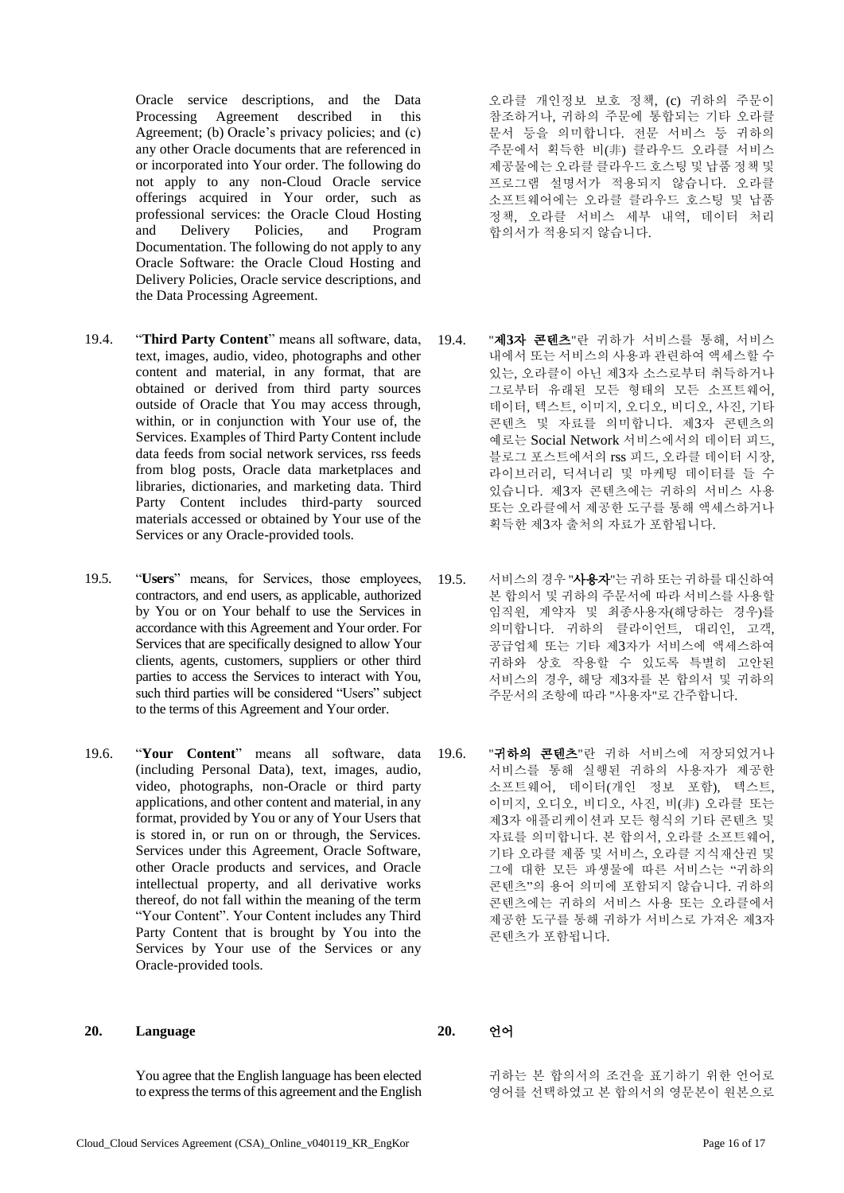Oracle service descriptions, and the Data Processing Agreement described in this Agreement; (b) Oracle's privacy policies; and (c) any other Oracle documents that are referenced in or incorporated into Your order. The following do not apply to any non-Cloud Oracle service offerings acquired in Your order, such as professional services: the Oracle Cloud Hosting and Delivery Policies, and Program Documentation. The following do not apply to any Oracle Software: the Oracle Cloud Hosting and Delivery Policies, Oracle service descriptions, and the Data Processing Agreement.

오라클 개인정보 보호 정책, (c) 귀하의 주문이 참조하거나, 귀하의 주문에 통합되는 기타 오라클 문서 등을 의미합니다. 전문 서비스 등 귀하의 주문에서 획득한 비(非) 클라우드 오라클 서비스 제공물에는 오라클 클라우드 호스팅 및 납품 정책 및 프로그램 설명서가 적용되지 않습니다. 오라클 소프트웨어에는 오라클 클라우드 호스팅 및 납품 정책, 오라클 서비스 세부 내역, 데이터 처리 합의서가 적용되지 않습니다.

19.4. "**Third Party Content**" means all software, data, text, images, audio, video, photographs and other content and material, in any format, that are obtained or derived from third party sources outside of Oracle that You may access through, within, or in conjunction with Your use of, the Services. Examples of Third Party Content include data feeds from social network services, rss feeds from blog posts, Oracle data marketplaces and libraries, dictionaries, and marketing data. Third Party Content includes third-party sourced materials accessed or obtained by Your use of the Services or any Oracle-provided tools.

19.4. "**제3자 콘텐츠**"란 귀하가 서비스를 통해, 서비스 내에서 또는 서비스의 사용과 관련하여 액세스할 수 있는, 오라클이 아닌 제3자 소스로부터 취득하거나 그로부터 유래된 모든 형태의 모든 소프트웨어, 데이터, 텍스트, 이미지, 오디오, 비디오, 사진, 기타 콘텐츠 및 자료를 의미합니다. 제3자 콘텐츠의 예로는 Social Network 서비스에서의 데이터 피드, 블로그 포스트에서의 rss 피드, 오라클 데이터 시장, 라이브러리, 딕셔너리 및 마케팅 데이터를 들 수 있습니다. 제3자 콘텐츠에는 귀하의 서비스 사용 또는 오라클에서 제공한 도구를 통해 액세스하거나 획득한 제3자 출처의 자료가 포함됩니다.

19.5. "**Users**" means, for Services, those employees, contractors, and end users, as applicable, authorized by You or on Your behalf to use the Services in accordance with this Agreement and Your order. For Services that are specifically designed to allow Your clients, agents, customers, suppliers or other third parties to access the Services to interact with You, such third parties will be considered "Users" subject to the terms of this Agreement and Your order.

19.5. 서비스의 경우 "**사용자**"는 귀하 또는 귀하를 대신하여 본 합의서 및 귀하의 주문서에 따라 서비스를 사용할 임직원, 계약자 및 최종사용자(해당하는 경우)를 의미합니다. 귀하의 클라이언트, 대리인, 고객, 공급업체 또는 기타 제3자가 서비스에 액세스하여 귀하와 상호 작용할 수 있도록 특별히 고안된 서비스의 경우, 해당 제3자를 본 합의서 및 귀하의 주문서의 조항에 따라 "사용자"로 간주합니다.

19.6. "**Your Content**" means all software, data (including Personal Data), text, images, audio, video, photographs, non-Oracle or third party applications, and other content and material, in any format, provided by You or any of Your Users that is stored in, or run on or through, the Services. Services under this Agreement, Oracle Software, other Oracle products and services, and Oracle intellectual property, and all derivative works thereof, do not fall within the meaning of the term "Your Content". Your Content includes any Third Party Content that is brought by You into the Services by Your use of the Services or any Oracle-provided tools.

19.6. "**귀하의 콘텐츠**"란 귀하 서비스에 저장되었거나 서비스를 통해 실행된 귀하의 사용자가 제공한 소프트웨어, 데이터(개인 정보 포함), 텍스트, 이미지, 오디오, 비디오, 사진, 비(非) 오라클 또는 제3자 애플리케이션과 모든 형식의 기타 콘텐츠 및 자료를 의미합니다. 본 합의서, 오라클 소프트웨어, 기타 오라클 제품 및 서비스, 오라클 지식재산권 및 그에 대한 모든 파생물에 따른 서비스는 "귀하의 콘텐츠"의 용어 의미에 포함되지 않습니다. 귀하의 콘텐츠에는 귀하의 서비스 사용 또는 오라클에서 제공한 도구를 통해 귀하가 서비스로 가져온 제3자 콘텐츠가 포함됩니다.

## 20. Language

## 20. 언어

You agree that the English language has been elected to express the terms of this agreement and the English

귀하는 본 합의서의 조건을 표기하기 위한 언어로 영어를 선택하였고 본 합의서의 영문본이 원본으로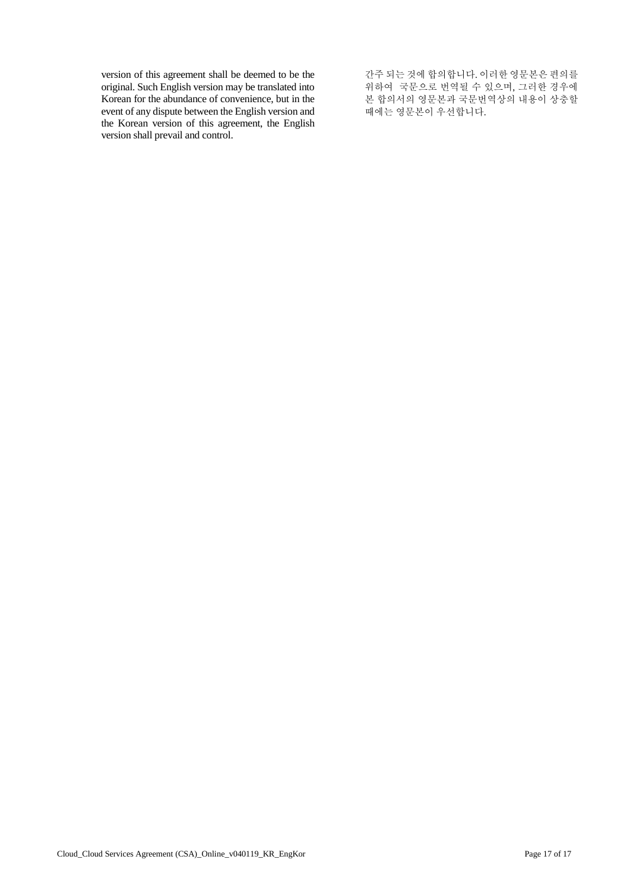version of this agreement shall be deemed to be the original. Such English version may be translated into Korean for the abundance of convenience, but in the event of any dispute between the English version and the Korean version of this agreement, the English version shall prevail and control.

간주 되는 것에 합의합니다. 이러한 영문본은 편의를 위하여 국문으로 번역될 수 있으며, 그러한 경우에 본 합의서의 영문본과 국문번역상의 내용이 상충할 때에는 영문본이 우선합니다.